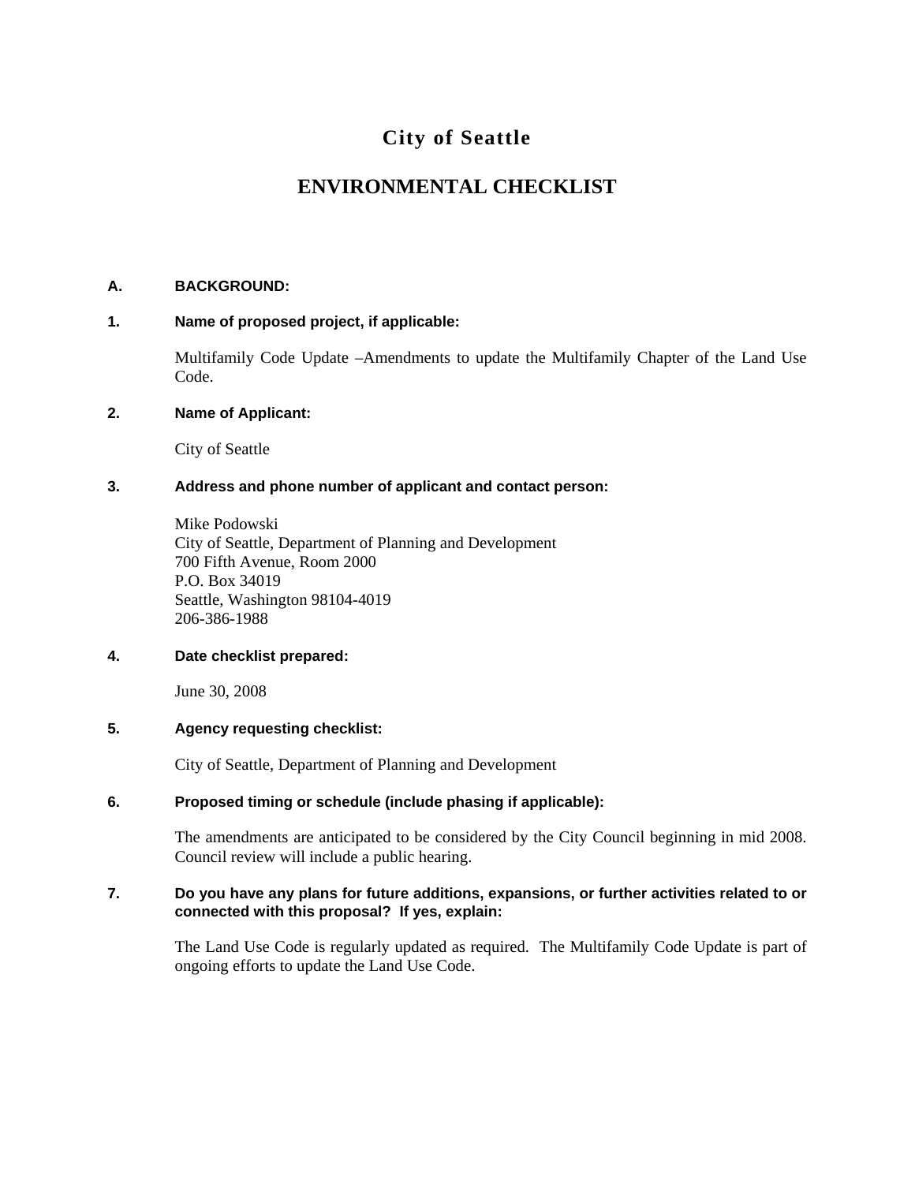# City of Seattle

# ENVIRONMENTAL CHECKLIST

## A. BACKGROUND:

### 1. Name of proposed project, if applicable:

Multifamily Code Update –Amendments to update the Multifamily Chapter of the Land Use Code.

### 2. Name of Applicant:

City of Seattle

### 3. Address and phone number of applicant and contact person:

Mike Podowski  
City of Seattle, Department of Planning and Development  
700 Fifth Avenue, Room 2000  
P.O. Box 34019  
Seattle, Washington 98104-4019  
206-386-1988

### 4. Date checklist prepared:

June 30, 2008

### 5. Agency requesting checklist:

City of Seattle, Department of Planning and Development

### 6. Proposed timing or schedule (include phasing if applicable):

The amendments are anticipated to be considered by the City Council beginning in mid 2008. Council review will include a public hearing.

### 7. Do you have any plans for future additions, expansions, or further activities related to or connected with this proposal? If yes, explain:

The Land Use Code is regularly updated as required. The Multifamily Code Update is part of ongoing efforts to update the Land Use Code.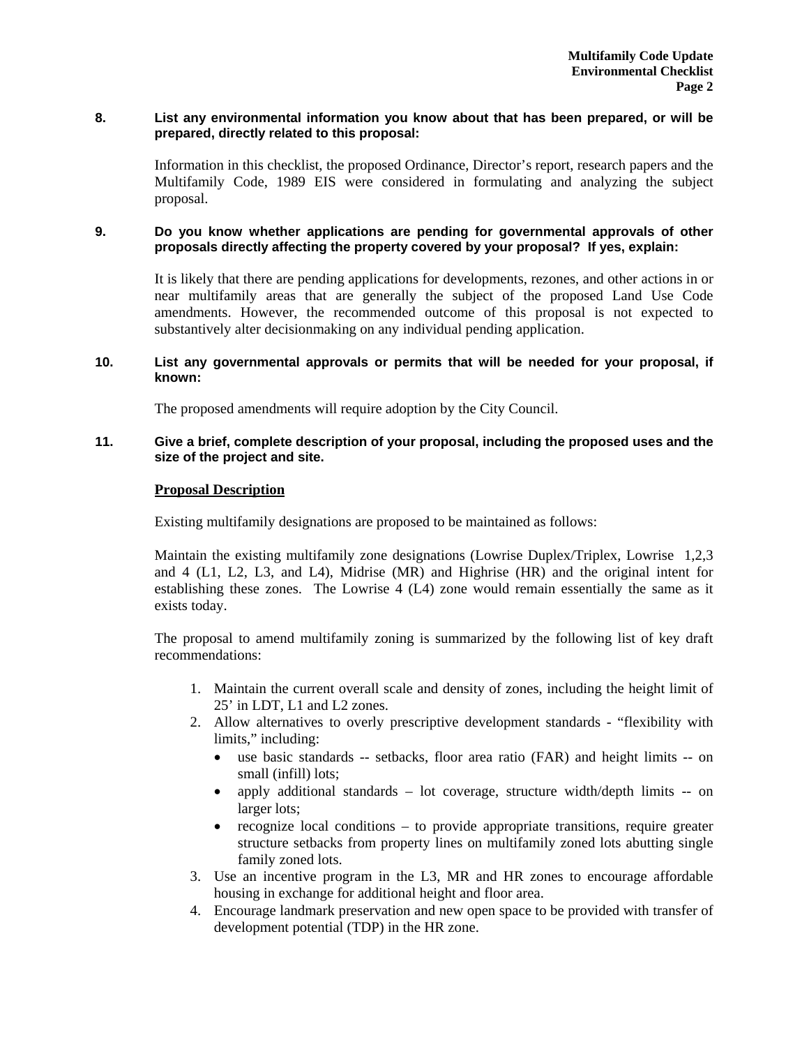**8. List any environmental information you know about that has been prepared, or will be prepared, directly related to this proposal:**

Information in this checklist, the proposed Ordinance, Director's report, research papers and the Multifamily Code, 1989 EIS were considered in formulating and analyzing the subject proposal.

**9. Do you know whether applications are pending for governmental approvals of other proposals directly affecting the property covered by your proposal? If yes, explain:**

It is likely that there are pending applications for developments, rezones, and other actions in or near multifamily areas that are generally the subject of the proposed Land Use Code amendments. However, the recommended outcome of this proposal is not expected to substantively alter decisionmaking on any individual pending application.

**10. List any governmental approvals or permits that will be needed for your proposal, if known:**

The proposed amendments will require adoption by the City Council.

**11. Give a brief, complete description of your proposal, including the proposed uses and the size of the project and site.**

**Proposal Description**

Existing multifamily designations are proposed to be maintained as follows:

Maintain the existing multifamily zone designations (Lowrise Duplex/Triplex, Lowrise 1,2,3 and 4 (L1, L2, L3, and L4), Midrise (MR) and Highrise (HR) and the original intent for establishing these zones. The Lowrise 4 (L4) zone would remain essentially the same as it exists today.

The proposal to amend multifamily zoning is summarized by the following list of key draft recommendations:

1. Maintain the current overall scale and density of zones, including the height limit of 25' in LDT, L1 and L2 zones.
2. Allow alternatives to overly prescriptive development standards - "flexibility with limits," including:
   - use basic standards -- setbacks, floor area ratio (FAR) and height limits -- on small (infill) lots;
   - apply additional standards – lot coverage, structure width/depth limits -- on larger lots;
   - recognize local conditions – to provide appropriate transitions, require greater structure setbacks from property lines on multifamily zoned lots abutting single family zoned lots.
3. Use an incentive program in the L3, MR and HR zones to encourage affordable housing in exchange for additional height and floor area.
4. Encourage landmark preservation and new open space to be provided with transfer of development potential (TDP) in the HR zone.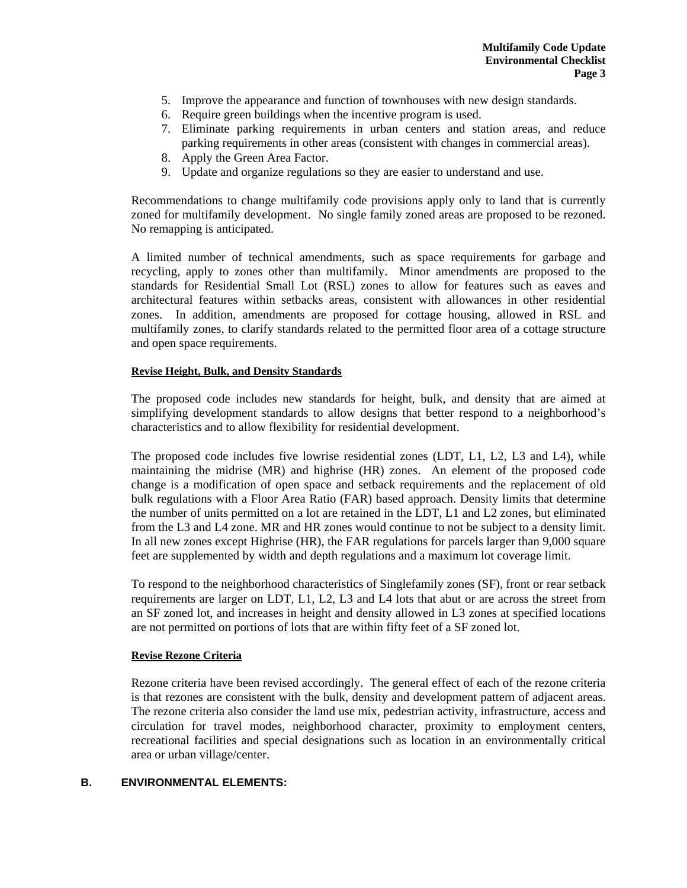5. Improve the appearance and function of townhouses with new design standards.
6. Require green buildings when the incentive program is used.
7. Eliminate parking requirements in urban centers and station areas, and reduce parking requirements in other areas (consistent with changes in commercial areas).
8. Apply the Green Area Factor.
9. Update and organize regulations so they are easier to understand and use.

Recommendations to change multifamily code provisions apply only to land that is currently zoned for multifamily development. No single family zoned areas are proposed to be rezoned. No remapping is anticipated.

A limited number of technical amendments, such as space requirements for garbage and recycling, apply to zones other than multifamily. Minor amendments are proposed to the standards for Residential Small Lot (RSL) zones to allow for features such as eaves and architectural features within setbacks areas, consistent with allowances in other residential zones. In addition, amendments are proposed for cottage housing, allowed in RSL and multifamily zones, to clarify standards related to the permitted floor area of a cottage structure and open space requirements.

**Revise Height, Bulk, and Density Standards**

The proposed code includes new standards for height, bulk, and density that are aimed at simplifying development standards to allow designs that better respond to a neighborhood's characteristics and to allow flexibility for residential development.

The proposed code includes five lowrise residential zones (LDT, L1, L2, L3 and L4), while maintaining the midrise (MR) and highrise (HR) zones. An element of the proposed code change is a modification of open space and setback requirements and the replacement of old bulk regulations with a Floor Area Ratio (FAR) based approach. Density limits that determine the number of units permitted on a lot are retained in the LDT, L1 and L2 zones, but eliminated from the L3 and L4 zone. MR and HR zones would continue to not be subject to a density limit. In all new zones except Highrise (HR), the FAR regulations for parcels larger than 9,000 square feet are supplemented by width and depth regulations and a maximum lot coverage limit.

To respond to the neighborhood characteristics of Singlefamily zones (SF), front or rear setback requirements are larger on LDT, L1, L2, L3 and L4 lots that abut or are across the street from an SF zoned lot, and increases in height and density allowed in L3 zones at specified locations are not permitted on portions of lots that are within fifty feet of a SF zoned lot.

**Revise Rezone Criteria**

Rezone criteria have been revised accordingly. The general effect of each of the rezone criteria is that rezones are consistent with the bulk, density and development pattern of adjacent areas. The rezone criteria also consider the land use mix, pedestrian activity, infrastructure, access and circulation for travel modes, neighborhood character, proximity to employment centers, recreational facilities and special designations such as location in an environmentally critical area or urban village/center.

## B. ENVIRONMENTAL ELEMENTS: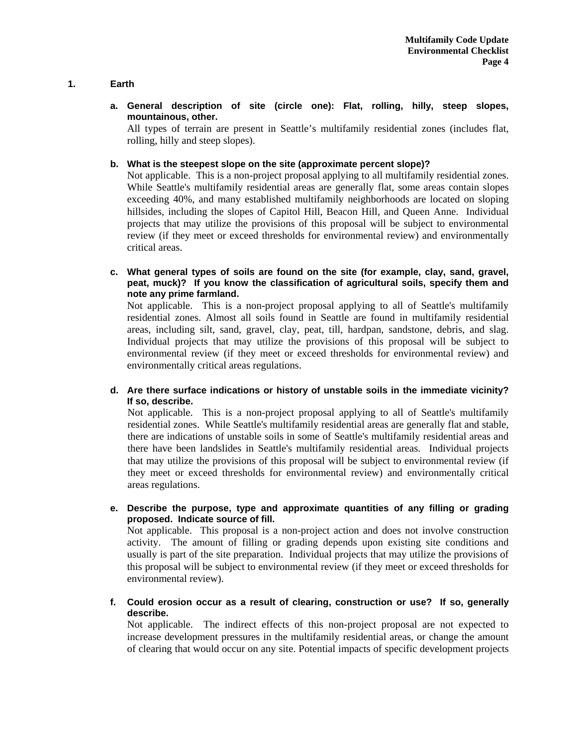## 1. Earth

**a. General description of site (circle one): Flat, rolling, hilly, steep slopes, mountainous, other.**

All types of terrain are present in Seattle's multifamily residential zones (includes flat, rolling, hilly and steep slopes).

**b. What is the steepest slope on the site (approximate percent slope)?**

Not applicable. This is a non-project proposal applying to all multifamily residential zones. While Seattle's multifamily residential areas are generally flat, some areas contain slopes exceeding 40%, and many established multifamily neighborhoods are located on sloping hillsides, including the slopes of Capitol Hill, Beacon Hill, and Queen Anne. Individual projects that may utilize the provisions of this proposal will be subject to environmental review (if they meet or exceed thresholds for environmental review) and environmentally critical areas.

**c. What general types of soils are found on the site (for example, clay, sand, gravel, peat, muck)? If you know the classification of agricultural soils, specify them and note any prime farmland.**

Not applicable. This is a non-project proposal applying to all of Seattle's multifamily residential zones. Almost all soils found in Seattle are found in multifamily residential areas, including silt, sand, gravel, clay, peat, till, hardpan, sandstone, debris, and slag. Individual projects that may utilize the provisions of this proposal will be subject to environmental review (if they meet or exceed thresholds for environmental review) and environmentally critical areas regulations.

**d. Are there surface indications or history of unstable soils in the immediate vicinity? If so, describe.**

Not applicable. This is a non-project proposal applying to all of Seattle's multifamily residential zones. While Seattle's multifamily residential areas are generally flat and stable, there are indications of unstable soils in some of Seattle's multifamily residential areas and there have been landslides in Seattle's multifamily residential areas. Individual projects that may utilize the provisions of this proposal will be subject to environmental review (if they meet or exceed thresholds for environmental review) and environmentally critical areas regulations.

**e. Describe the purpose, type and approximate quantities of any filling or grading proposed. Indicate source of fill.**

Not applicable. This proposal is a non-project action and does not involve construction activity. The amount of filling or grading depends upon existing site conditions and usually is part of the site preparation. Individual projects that may utilize the provisions of this proposal will be subject to environmental review (if they meet or exceed thresholds for environmental review).

**f. Could erosion occur as a result of clearing, construction or use? If so, generally describe.**

Not applicable. The indirect effects of this non-project proposal are not expected to increase development pressures in the multifamily residential areas, or change the amount of clearing that would occur on any site. Potential impacts of specific development projects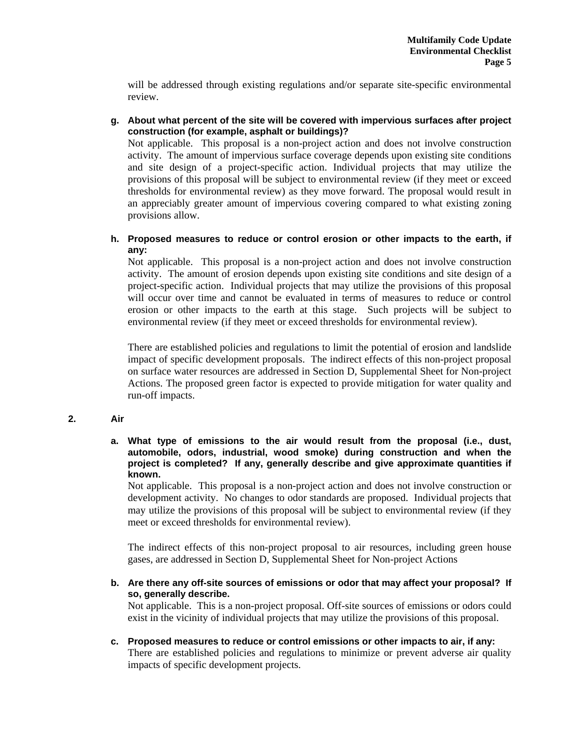will be addressed through existing regulations and/or separate site-specific environmental review.

**g. About what percent of the site will be covered with impervious surfaces after project construction (for example, asphalt or buildings)?**

Not applicable. This proposal is a non-project action and does not involve construction activity. The amount of impervious surface coverage depends upon existing site conditions and site design of a project-specific action. Individual projects that may utilize the provisions of this proposal will be subject to environmental review (if they meet or exceed thresholds for environmental review) as they move forward. The proposal would result in an appreciably greater amount of impervious covering compared to what existing zoning provisions allow.

**h. Proposed measures to reduce or control erosion or other impacts to the earth, if any:**

Not applicable. This proposal is a non-project action and does not involve construction activity. The amount of erosion depends upon existing site conditions and site design of a project-specific action. Individual projects that may utilize the provisions of this proposal will occur over time and cannot be evaluated in terms of measures to reduce or control erosion or other impacts to the earth at this stage. Such projects will be subject to environmental review (if they meet or exceed thresholds for environmental review).

There are established policies and regulations to limit the potential of erosion and landslide impact of specific development proposals. The indirect effects of this non-project proposal on surface water resources are addressed in Section D, Supplemental Sheet for Non-project Actions. The proposed green factor is expected to provide mitigation for water quality and run-off impacts.

## 2. Air

**a. What type of emissions to the air would result from the proposal (i.e., dust, automobile, odors, industrial, wood smoke) during construction and when the project is completed? If any, generally describe and give approximate quantities if known.**

Not applicable. This proposal is a non-project action and does not involve construction or development activity. No changes to odor standards are proposed. Individual projects that may utilize the provisions of this proposal will be subject to environmental review (if they meet or exceed thresholds for environmental review).

The indirect effects of this non-project proposal to air resources, including green house gases, are addressed in Section D, Supplemental Sheet for Non-project Actions

**b. Are there any off-site sources of emissions or odor that may affect your proposal? If so, generally describe.**

Not applicable. This is a non-project proposal. Off-site sources of emissions or odors could exist in the vicinity of individual projects that may utilize the provisions of this proposal.

**c. Proposed measures to reduce or control emissions or other impacts to air, if any:**

There are established policies and regulations to minimize or prevent adverse air quality impacts of specific development projects.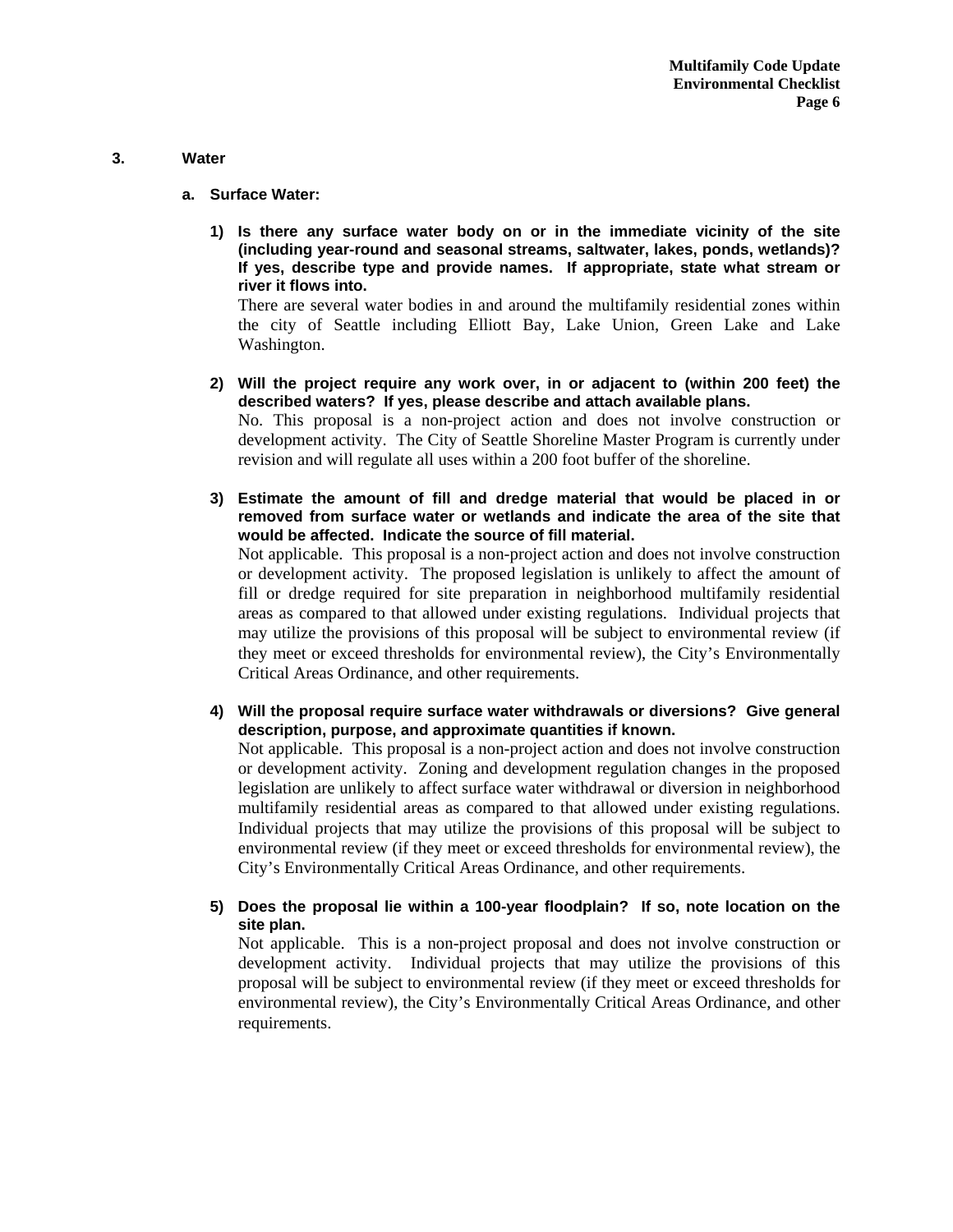## 3. Water

### a. Surface Water:

1) **Is there any surface water body on or in the immediate vicinity of the site (including year-round and seasonal streams, saltwater, lakes, ponds, wetlands)? If yes, describe type and provide names. If appropriate, state what stream or river it flows into.**

   There are several water bodies in and around the multifamily residential zones within the city of Seattle including Elliott Bay, Lake Union, Green Lake and Lake Washington.

2) **Will the project require any work over, in or adjacent to (within 200 feet) the described waters? If yes, please describe and attach available plans.**

   No. This proposal is a non-project action and does not involve construction or development activity. The City of Seattle Shoreline Master Program is currently under revision and will regulate all uses within a 200 foot buffer of the shoreline.

3) **Estimate the amount of fill and dredge material that would be placed in or removed from surface water or wetlands and indicate the area of the site that would be affected. Indicate the source of fill material.**

   Not applicable. This proposal is a non-project action and does not involve construction or development activity. The proposed legislation is unlikely to affect the amount of fill or dredge required for site preparation in neighborhood multifamily residential areas as compared to that allowed under existing regulations. Individual projects that may utilize the provisions of this proposal will be subject to environmental review (if they meet or exceed thresholds for environmental review), the City's Environmentally Critical Areas Ordinance, and other requirements.

4) **Will the proposal require surface water withdrawals or diversions? Give general description, purpose, and approximate quantities if known.**

   Not applicable. This proposal is a non-project action and does not involve construction or development activity. Zoning and development regulation changes in the proposed legislation are unlikely to affect surface water withdrawal or diversion in neighborhood multifamily residential areas as compared to that allowed under existing regulations. Individual projects that may utilize the provisions of this proposal will be subject to environmental review (if they meet or exceed thresholds for environmental review), the City's Environmentally Critical Areas Ordinance, and other requirements.

5) **Does the proposal lie within a 100-year floodplain? If so, note location on the site plan.**

   Not applicable. This is a non-project proposal and does not involve construction or development activity. Individual projects that may utilize the provisions of this proposal will be subject to environmental review (if they meet or exceed thresholds for environmental review), the City's Environmentally Critical Areas Ordinance, and other requirements.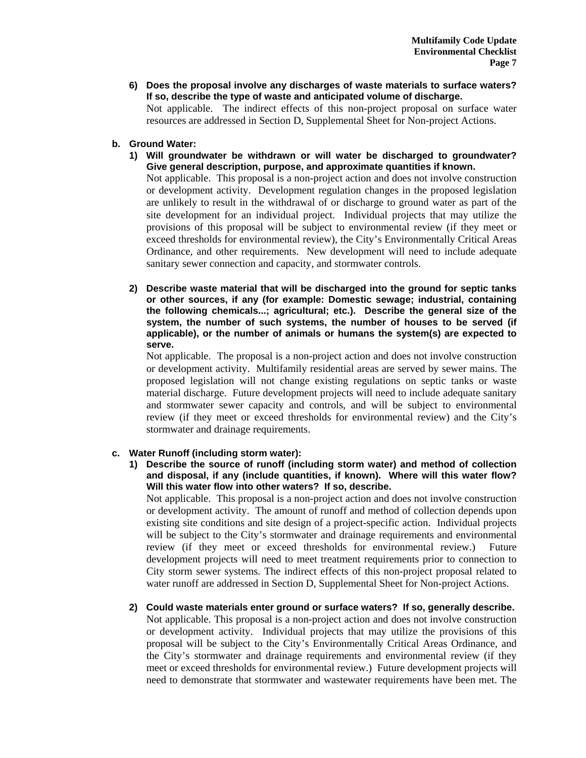6) **Does the proposal involve any discharges of waste materials to surface waters? If so, describe the type of waste and anticipated volume of discharge.**
   Not applicable. The indirect effects of this non-project proposal on surface water resources are addressed in Section D, Supplemental Sheet for Non-project Actions.

**b. Ground Water:**

1) **Will groundwater be withdrawn or will water be discharged to groundwater? Give general description, purpose, and approximate quantities if known.**
   Not applicable. This proposal is a non-project action and does not involve construction or development activity. Development regulation changes in the proposed legislation are unlikely to result in the withdrawal of or discharge to ground water as part of the site development for an individual project. Individual projects that may utilize the provisions of this proposal will be subject to environmental review (if they meet or exceed thresholds for environmental review), the City's Environmentally Critical Areas Ordinance, and other requirements. New development will need to include adequate sanitary sewer connection and capacity, and stormwater controls.

2) **Describe waste material that will be discharged into the ground for septic tanks or other sources, if any (for example: Domestic sewage; industrial, containing the following chemicals...; agricultural; etc.). Describe the general size of the system, the number of such systems, the number of houses to be served (if applicable), or the number of animals or humans the system(s) are expected to serve.**
   Not applicable. The proposal is a non-project action and does not involve construction or development activity. Multifamily residential areas are served by sewer mains. The proposed legislation will not change existing regulations on septic tanks or waste material discharge. Future development projects will need to include adequate sanitary and stormwater sewer capacity and controls, and will be subject to environmental review (if they meet or exceed thresholds for environmental review) and the City's stormwater and drainage requirements.

**c. Water Runoff (including storm water):**

1) **Describe the source of runoff (including storm water) and method of collection and disposal, if any (include quantities, if known). Where will this water flow? Will this water flow into other waters? If so, describe.**
   Not applicable. This proposal is a non-project action and does not involve construction or development activity. The amount of runoff and method of collection depends upon existing site conditions and site design of a project-specific action. Individual projects will be subject to the City's stormwater and drainage requirements and environmental review (if they meet or exceed thresholds for environmental review.) Future development projects will need to meet treatment requirements prior to connection to City storm sewer systems. The indirect effects of this non-project proposal related to water runoff are addressed in Section D, Supplemental Sheet for Non-project Actions.

2) **Could waste materials enter ground or surface waters? If so, generally describe.**
   Not applicable. This proposal is a non-project action and does not involve construction or development activity. Individual projects that may utilize the provisions of this proposal will be subject to the City's Environmentally Critical Areas Ordinance, and the City's stormwater and drainage requirements and environmental review (if they meet or exceed thresholds for environmental review.) Future development projects will need to demonstrate that stormwater and wastewater requirements have been met. The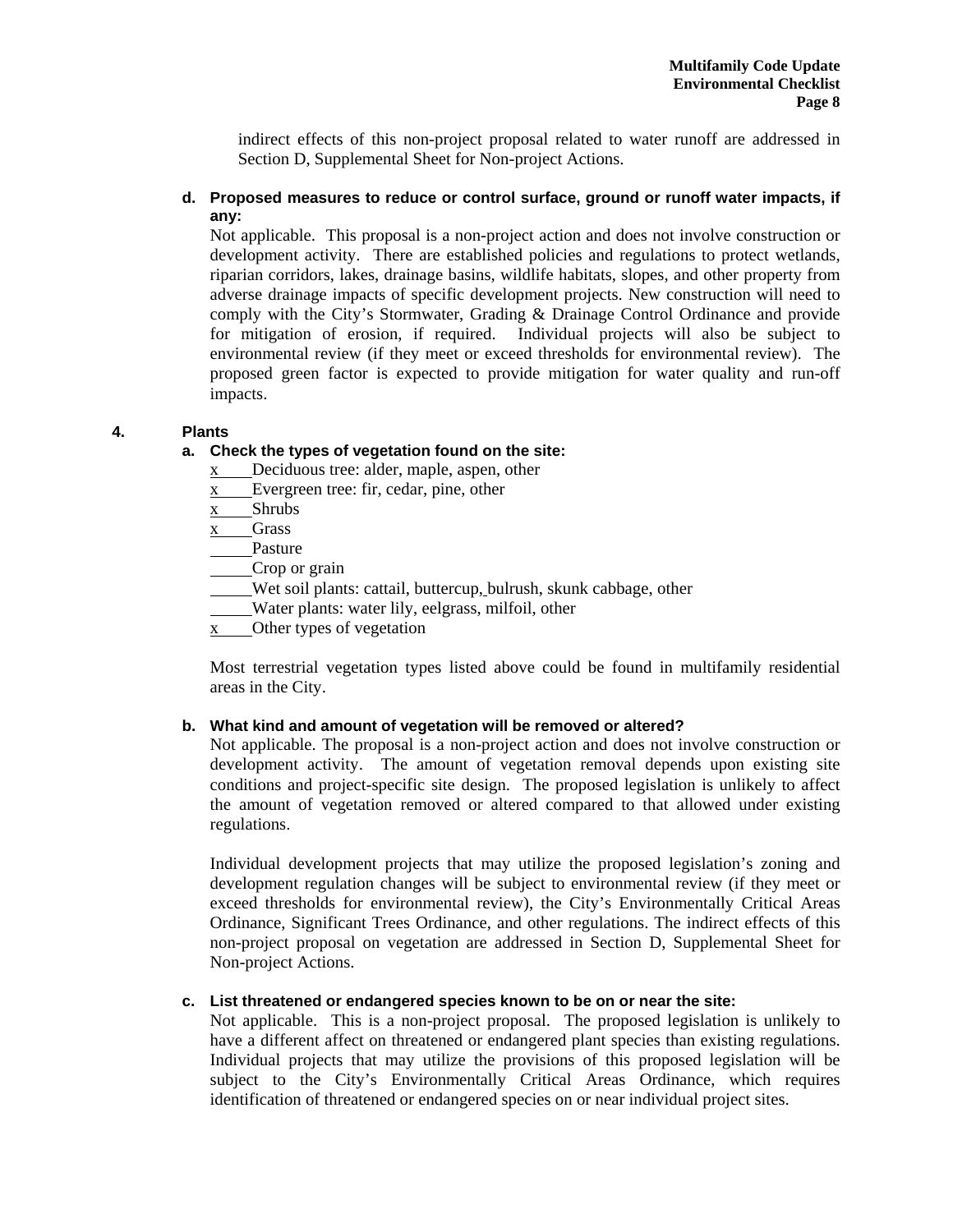indirect effects of this non-project proposal related to water runoff are addressed in Section D, Supplemental Sheet for Non-project Actions.

**d. Proposed measures to reduce or control surface, ground or runoff water impacts, if any:**

Not applicable. This proposal is a non-project action and does not involve construction or development activity. There are established policies and regulations to protect wetlands, riparian corridors, lakes, drainage basins, wildlife habitats, slopes, and other property from adverse drainage impacts of specific development projects. New construction will need to comply with the City's Stormwater, Grading & Drainage Control Ordinance and provide for mitigation of erosion, if required. Individual projects will also be subject to environmental review (if they meet or exceed thresholds for environmental review). The proposed green factor is expected to provide mitigation for water quality and run-off impacts.

## 4. Plants

**a. Check the types of vegetation found on the site:**

- x Deciduous tree: alder, maple, aspen, other
- x Evergreen tree: fir, cedar, pine, other
- x Shrubs
- x Grass
- ___ Pasture
- ___ Crop or grain
- ___ Wet soil plants: cattail, buttercup, bulrush, skunk cabbage, other
- ___ Water plants: water lily, eelgrass, milfoil, other
- x Other types of vegetation

Most terrestrial vegetation types listed above could be found in multifamily residential areas in the City.

**b. What kind and amount of vegetation will be removed or altered?**

Not applicable. The proposal is a non-project action and does not involve construction or development activity. The amount of vegetation removal depends upon existing site conditions and project-specific site design. The proposed legislation is unlikely to affect the amount of vegetation removed or altered compared to that allowed under existing regulations.

Individual development projects that may utilize the proposed legislation's zoning and development regulation changes will be subject to environmental review (if they meet or exceed thresholds for environmental review), the City's Environmentally Critical Areas Ordinance, Significant Trees Ordinance, and other regulations. The indirect effects of this non-project proposal on vegetation are addressed in Section D, Supplemental Sheet for Non-project Actions.

**c. List threatened or endangered species known to be on or near the site:**

Not applicable. This is a non-project proposal. The proposed legislation is unlikely to have a different affect on threatened or endangered plant species than existing regulations. Individual projects that may utilize the provisions of this proposed legislation will be subject to the City's Environmentally Critical Areas Ordinance, which requires identification of threatened or endangered species on or near individual project sites.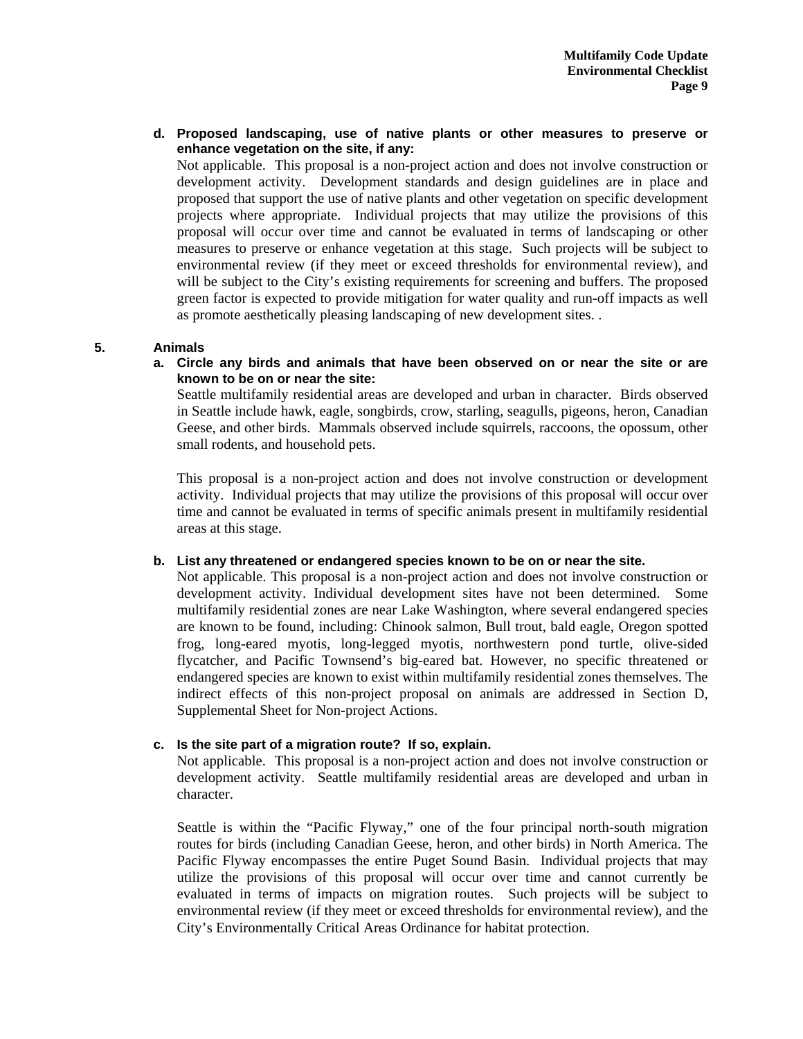**d. Proposed landscaping, use of native plants or other measures to preserve or enhance vegetation on the site, if any:**

Not applicable. This proposal is a non-project action and does not involve construction or development activity. Development standards and design guidelines are in place and proposed that support the use of native plants and other vegetation on specific development projects where appropriate. Individual projects that may utilize the provisions of this proposal will occur over time and cannot be evaluated in terms of landscaping or other measures to preserve or enhance vegetation at this stage. Such projects will be subject to environmental review (if they meet or exceed thresholds for environmental review), and will be subject to the City's existing requirements for screening and buffers. The proposed green factor is expected to provide mitigation for water quality and run-off impacts as well as promote aesthetically pleasing landscaping of new development sites. .

## 5. Animals

**a. Circle any birds and animals that have been observed on or near the site or are known to be on or near the site:**

Seattle multifamily residential areas are developed and urban in character. Birds observed in Seattle include hawk, eagle, songbirds, crow, starling, seagulls, pigeons, heron, Canadian Geese, and other birds. Mammals observed include squirrels, raccoons, the opossum, other small rodents, and household pets.

This proposal is a non-project action and does not involve construction or development activity. Individual projects that may utilize the provisions of this proposal will occur over time and cannot be evaluated in terms of specific animals present in multifamily residential areas at this stage.

**b. List any threatened or endangered species known to be on or near the site.**

Not applicable. This proposal is a non-project action and does not involve construction or development activity. Individual development sites have not been determined. Some multifamily residential zones are near Lake Washington, where several endangered species are known to be found, including: Chinook salmon, Bull trout, bald eagle, Oregon spotted frog, long-eared myotis, long-legged myotis, northwestern pond turtle, olive-sided flycatcher, and Pacific Townsend's big-eared bat. However, no specific threatened or endangered species are known to exist within multifamily residential zones themselves. The indirect effects of this non-project proposal on animals are addressed in Section D, Supplemental Sheet for Non-project Actions.

**c. Is the site part of a migration route? If so, explain.**

Not applicable. This proposal is a non-project action and does not involve construction or development activity. Seattle multifamily residential areas are developed and urban in character.

Seattle is within the "Pacific Flyway," one of the four principal north-south migration routes for birds (including Canadian Geese, heron, and other birds) in North America. The Pacific Flyway encompasses the entire Puget Sound Basin. Individual projects that may utilize the provisions of this proposal will occur over time and cannot currently be evaluated in terms of impacts on migration routes. Such projects will be subject to environmental review (if they meet or exceed thresholds for environmental review), and the City's Environmentally Critical Areas Ordinance for habitat protection.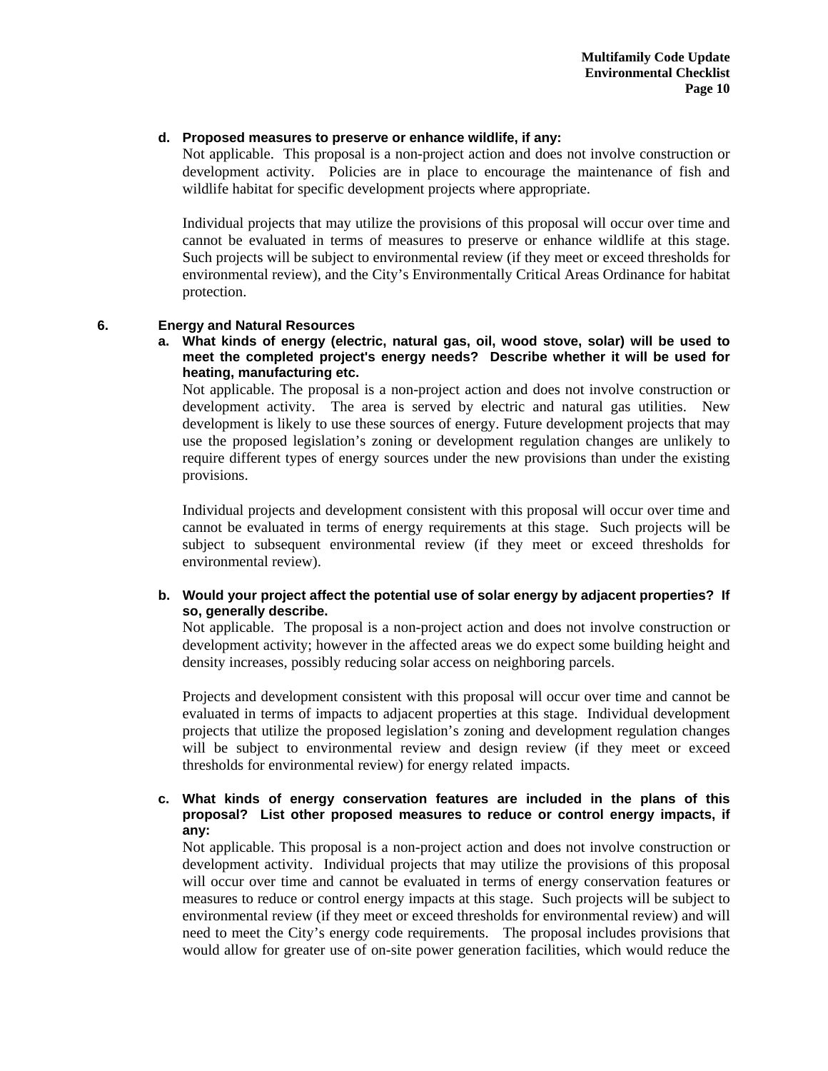**d. Proposed measures to preserve or enhance wildlife, if any:**

Not applicable. This proposal is a non-project action and does not involve construction or development activity. Policies are in place to encourage the maintenance of fish and wildlife habitat for specific development projects where appropriate.

Individual projects that may utilize the provisions of this proposal will occur over time and cannot be evaluated in terms of measures to preserve or enhance wildlife at this stage. Such projects will be subject to environmental review (if they meet or exceed thresholds for environmental review), and the City's Environmentally Critical Areas Ordinance for habitat protection.

## 6. Energy and Natural Resources

**a. What kinds of energy (electric, natural gas, oil, wood stove, solar) will be used to meet the completed project's energy needs? Describe whether it will be used for heating, manufacturing etc.**

Not applicable. The proposal is a non-project action and does not involve construction or development activity. The area is served by electric and natural gas utilities. New development is likely to use these sources of energy. Future development projects that may use the proposed legislation's zoning or development regulation changes are unlikely to require different types of energy sources under the new provisions than under the existing provisions.

Individual projects and development consistent with this proposal will occur over time and cannot be evaluated in terms of energy requirements at this stage. Such projects will be subject to subsequent environmental review (if they meet or exceed thresholds for environmental review).

**b. Would your project affect the potential use of solar energy by adjacent properties? If so, generally describe.**

Not applicable. The proposal is a non-project action and does not involve construction or development activity; however in the affected areas we do expect some building height and density increases, possibly reducing solar access on neighboring parcels.

Projects and development consistent with this proposal will occur over time and cannot be evaluated in terms of impacts to adjacent properties at this stage. Individual development projects that utilize the proposed legislation's zoning and development regulation changes will be subject to environmental review and design review (if they meet or exceed thresholds for environmental review) for energy related impacts.

**c. What kinds of energy conservation features are included in the plans of this proposal? List other proposed measures to reduce or control energy impacts, if any:**

Not applicable. This proposal is a non-project action and does not involve construction or development activity. Individual projects that may utilize the provisions of this proposal will occur over time and cannot be evaluated in terms of energy conservation features or measures to reduce or control energy impacts at this stage. Such projects will be subject to environmental review (if they meet or exceed thresholds for environmental review) and will need to meet the City's energy code requirements. The proposal includes provisions that would allow for greater use of on-site power generation facilities, which would reduce the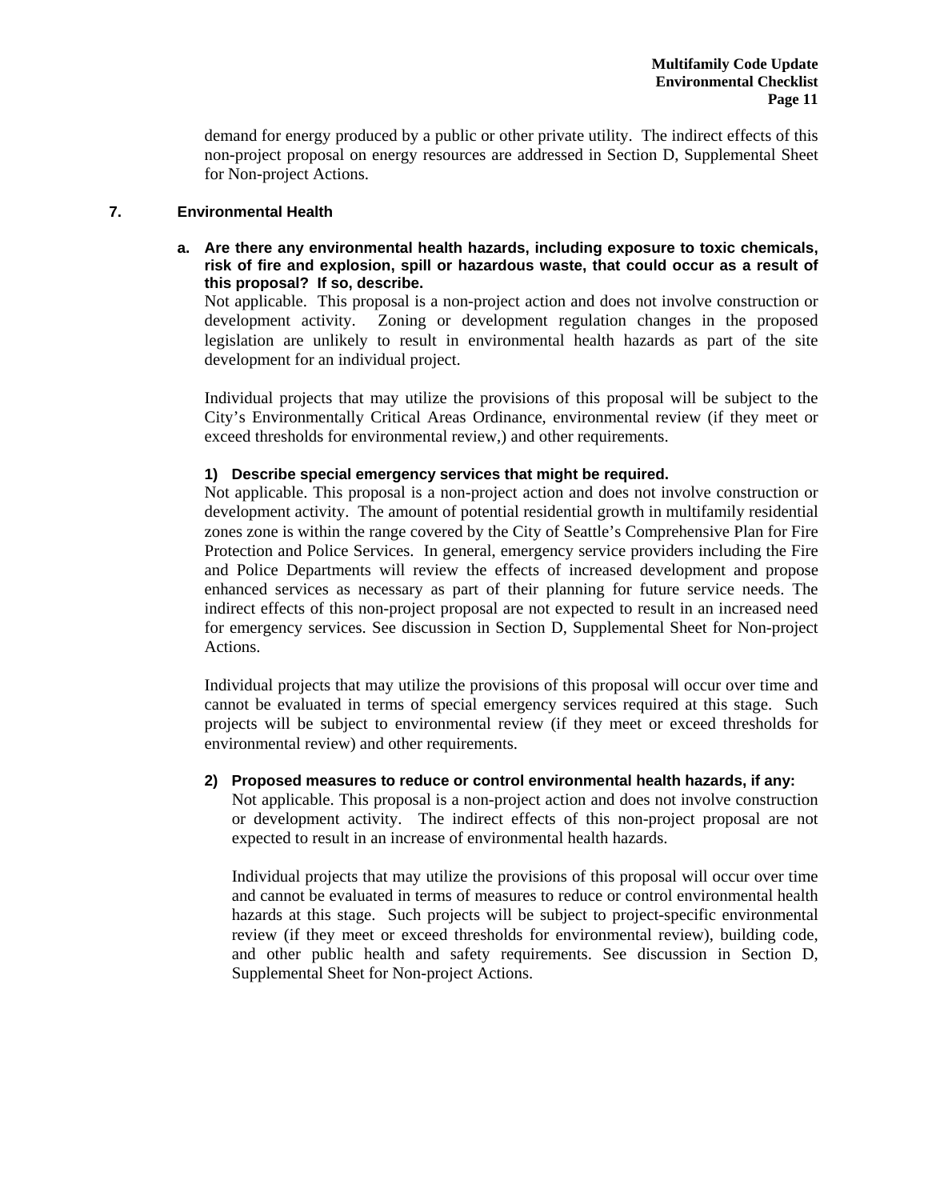demand for energy produced by a public or other private utility. The indirect effects of this non-project proposal on energy resources are addressed in Section D, Supplemental Sheet for Non-project Actions.

## 7. Environmental Health

**a. Are there any environmental health hazards, including exposure to toxic chemicals, risk of fire and explosion, spill or hazardous waste, that could occur as a result of this proposal? If so, describe.**

Not applicable. This proposal is a non-project action and does not involve construction or development activity. Zoning or development regulation changes in the proposed legislation are unlikely to result in environmental health hazards as part of the site development for an individual project.

Individual projects that may utilize the provisions of this proposal will be subject to the City's Environmentally Critical Areas Ordinance, environmental review (if they meet or exceed thresholds for environmental review,) and other requirements.

**1) Describe special emergency services that might be required.**

Not applicable. This proposal is a non-project action and does not involve construction or development activity. The amount of potential residential growth in multifamily residential zones zone is within the range covered by the City of Seattle's Comprehensive Plan for Fire Protection and Police Services. In general, emergency service providers including the Fire and Police Departments will review the effects of increased development and propose enhanced services as necessary as part of their planning for future service needs. The indirect effects of this non-project proposal are not expected to result in an increased need for emergency services. See discussion in Section D, Supplemental Sheet for Non-project Actions.

Individual projects that may utilize the provisions of this proposal will occur over time and cannot be evaluated in terms of special emergency services required at this stage. Such projects will be subject to environmental review (if they meet or exceed thresholds for environmental review) and other requirements.

**2) Proposed measures to reduce or control environmental health hazards, if any:**

Not applicable. This proposal is a non-project action and does not involve construction or development activity. The indirect effects of this non-project proposal are not expected to result in an increase of environmental health hazards.

Individual projects that may utilize the provisions of this proposal will occur over time and cannot be evaluated in terms of measures to reduce or control environmental health hazards at this stage. Such projects will be subject to project-specific environmental review (if they meet or exceed thresholds for environmental review), building code, and other public health and safety requirements. See discussion in Section D, Supplemental Sheet for Non-project Actions.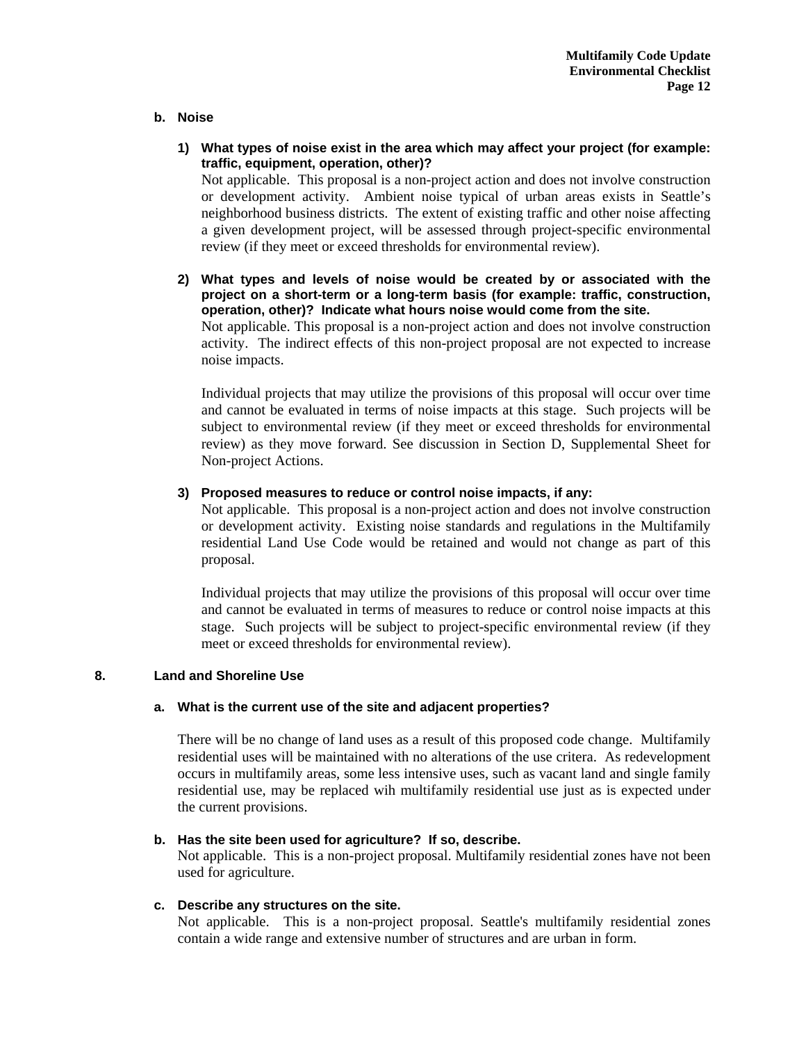**b. Noise**

1) **What types of noise exist in the area which may affect your project (for example: traffic, equipment, operation, other)?**

   Not applicable. This proposal is a non-project action and does not involve construction or development activity. Ambient noise typical of urban areas exists in Seattle's neighborhood business districts. The extent of existing traffic and other noise affecting a given development project, will be assessed through project-specific environmental review (if they meet or exceed thresholds for environmental review).

2) **What types and levels of noise would be created by or associated with the project on a short-term or a long-term basis (for example: traffic, construction, operation, other)? Indicate what hours noise would come from the site.**

   Not applicable. This proposal is a non-project action and does not involve construction activity. The indirect effects of this non-project proposal are not expected to increase noise impacts.

   Individual projects that may utilize the provisions of this proposal will occur over time and cannot be evaluated in terms of noise impacts at this stage. Such projects will be subject to environmental review (if they meet or exceed thresholds for environmental review) as they move forward. See discussion in Section D, Supplemental Sheet for Non-project Actions.

3) **Proposed measures to reduce or control noise impacts, if any:**

   Not applicable. This proposal is a non-project action and does not involve construction or development activity. Existing noise standards and regulations in the Multifamily residential Land Use Code would be retained and would not change as part of this proposal.

   Individual projects that may utilize the provisions of this proposal will occur over time and cannot be evaluated in terms of measures to reduce or control noise impacts at this stage. Such projects will be subject to project-specific environmental review (if they meet or exceed thresholds for environmental review).

**8. Land and Shoreline Use**

**a. What is the current use of the site and adjacent properties?**

There will be no change of land uses as a result of this proposed code change. Multifamily residential uses will be maintained with no alterations of the use critera. As redevelopment occurs in multifamily areas, some less intensive uses, such as vacant land and single family residential use, may be replaced wih multifamily residential use just as is expected under the current provisions.

**b. Has the site been used for agriculture? If so, describe.**

Not applicable. This is a non-project proposal. Multifamily residential zones have not been used for agriculture.

**c. Describe any structures on the site.**

Not applicable. This is a non-project proposal. Seattle's multifamily residential zones contain a wide range and extensive number of structures and are urban in form.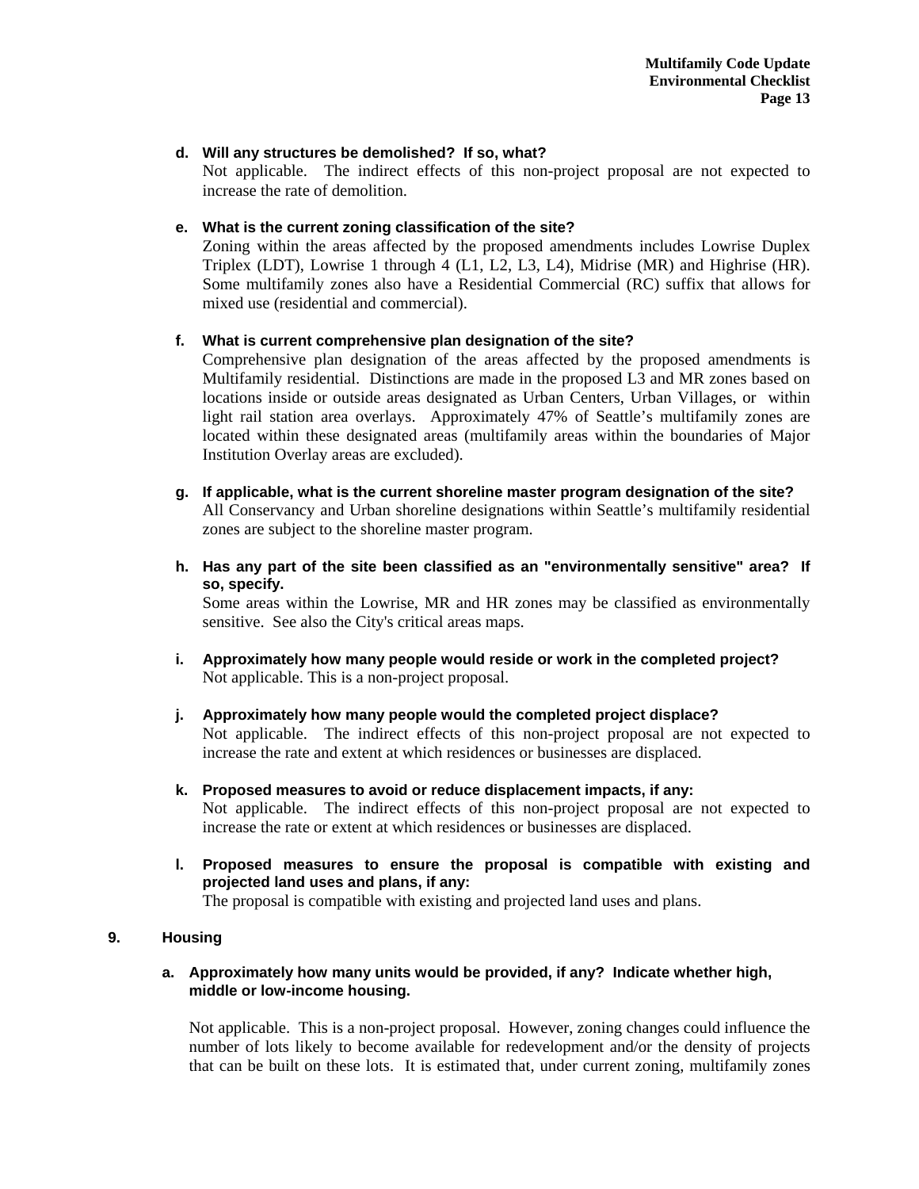**d. Will any structures be demolished? If so, what?**

Not applicable. The indirect effects of this non-project proposal are not expected to increase the rate of demolition.

**e. What is the current zoning classification of the site?**

Zoning within the areas affected by the proposed amendments includes Lowrise Duplex Triplex (LDT), Lowrise 1 through 4 (L1, L2, L3, L4), Midrise (MR) and Highrise (HR). Some multifamily zones also have a Residential Commercial (RC) suffix that allows for mixed use (residential and commercial).

**f. What is current comprehensive plan designation of the site?**

Comprehensive plan designation of the areas affected by the proposed amendments is Multifamily residential. Distinctions are made in the proposed L3 and MR zones based on locations inside or outside areas designated as Urban Centers, Urban Villages, or within light rail station area overlays. Approximately 47% of Seattle's multifamily zones are located within these designated areas (multifamily areas within the boundaries of Major Institution Overlay areas are excluded).

**g. If applicable, what is the current shoreline master program designation of the site?**

All Conservancy and Urban shoreline designations within Seattle's multifamily residential zones are subject to the shoreline master program.

**h. Has any part of the site been classified as an "environmentally sensitive" area? If so, specify.**

Some areas within the Lowrise, MR and HR zones may be classified as environmentally sensitive. See also the City's critical areas maps.

**i. Approximately how many people would reside or work in the completed project?**

Not applicable. This is a non-project proposal.

**j. Approximately how many people would the completed project displace?**

Not applicable. The indirect effects of this non-project proposal are not expected to increase the rate and extent at which residences or businesses are displaced.

**k. Proposed measures to avoid or reduce displacement impacts, if any:**

Not applicable. The indirect effects of this non-project proposal are not expected to increase the rate or extent at which residences or businesses are displaced.

**l. Proposed measures to ensure the proposal is compatible with existing and projected land uses and plans, if any:**

The proposal is compatible with existing and projected land uses and plans.

## 9. Housing

**a. Approximately how many units would be provided, if any? Indicate whether high, middle or low-income housing.**

Not applicable. This is a non-project proposal. However, zoning changes could influence the number of lots likely to become available for redevelopment and/or the density of projects that can be built on these lots. It is estimated that, under current zoning, multifamily zones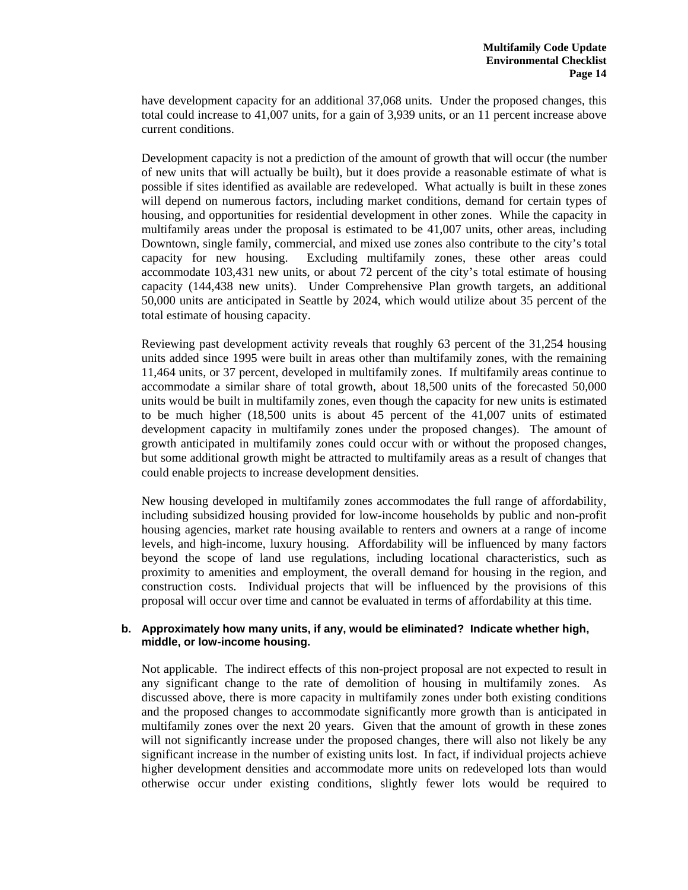have development capacity for an additional 37,068 units. Under the proposed changes, this total could increase to 41,007 units, for a gain of 3,939 units, or an 11 percent increase above current conditions.

Development capacity is not a prediction of the amount of growth that will occur (the number of new units that will actually be built), but it does provide a reasonable estimate of what is possible if sites identified as available are redeveloped. What actually is built in these zones will depend on numerous factors, including market conditions, demand for certain types of housing, and opportunities for residential development in other zones. While the capacity in multifamily areas under the proposal is estimated to be 41,007 units, other areas, including Downtown, single family, commercial, and mixed use zones also contribute to the city's total capacity for new housing. Excluding multifamily zones, these other areas could accommodate 103,431 new units, or about 72 percent of the city's total estimate of housing capacity (144,438 new units). Under Comprehensive Plan growth targets, an additional 50,000 units are anticipated in Seattle by 2024, which would utilize about 35 percent of the total estimate of housing capacity.

Reviewing past development activity reveals that roughly 63 percent of the 31,254 housing units added since 1995 were built in areas other than multifamily zones, with the remaining 11,464 units, or 37 percent, developed in multifamily zones. If multifamily areas continue to accommodate a similar share of total growth, about 18,500 units of the forecasted 50,000 units would be built in multifamily zones, even though the capacity for new units is estimated to be much higher (18,500 units is about 45 percent of the 41,007 units of estimated development capacity in multifamily zones under the proposed changes). The amount of growth anticipated in multifamily zones could occur with or without the proposed changes, but some additional growth might be attracted to multifamily areas as a result of changes that could enable projects to increase development densities.

New housing developed in multifamily zones accommodates the full range of affordability, including subsidized housing provided for low-income households by public and non-profit housing agencies, market rate housing available to renters and owners at a range of income levels, and high-income, luxury housing. Affordability will be influenced by many factors beyond the scope of land use regulations, including locational characteristics, such as proximity to amenities and employment, the overall demand for housing in the region, and construction costs. Individual projects that will be influenced by the provisions of this proposal will occur over time and cannot be evaluated in terms of affordability at this time.

**b. Approximately how many units, if any, would be eliminated? Indicate whether high, middle, or low-income housing.**

Not applicable. The indirect effects of this non-project proposal are not expected to result in any significant change to the rate of demolition of housing in multifamily zones. As discussed above, there is more capacity in multifamily zones under both existing conditions and the proposed changes to accommodate significantly more growth than is anticipated in multifamily zones over the next 20 years. Given that the amount of growth in these zones will not significantly increase under the proposed changes, there will also not likely be any significant increase in the number of existing units lost. In fact, if individual projects achieve higher development densities and accommodate more units on redeveloped lots than would otherwise occur under existing conditions, slightly fewer lots would be required to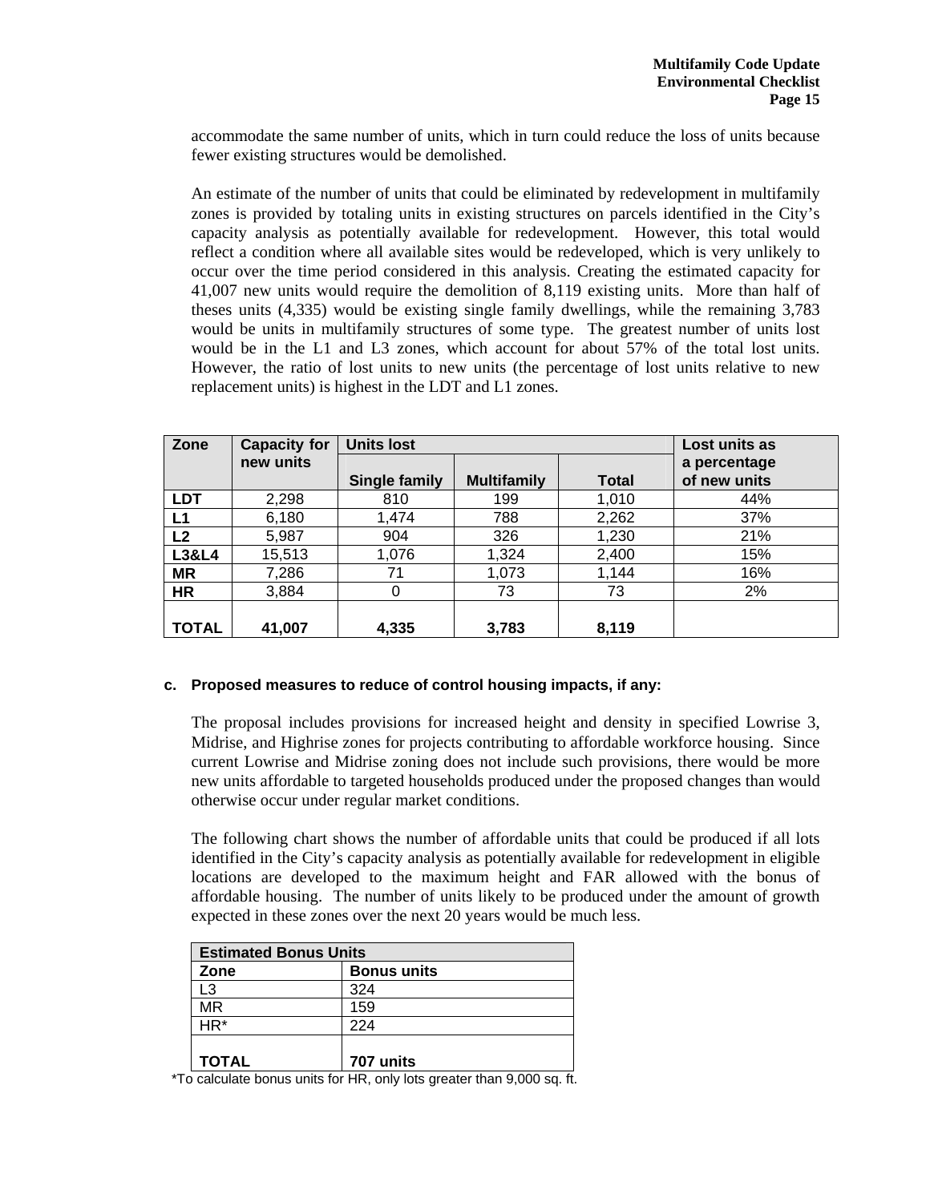accommodate the same number of units, which in turn could reduce the loss of units because fewer existing structures would be demolished.

An estimate of the number of units that could be eliminated by redevelopment in multifamily zones is provided by totaling units in existing structures on parcels identified in the City's capacity analysis as potentially available for redevelopment. However, this total would reflect a condition where all available sites would be redeveloped, which is very unlikely to occur over the time period considered in this analysis. Creating the estimated capacity for 41,007 new units would require the demolition of 8,119 existing units. More than half of theses units (4,335) would be existing single family dwellings, while the remaining 3,783 would be units in multifamily structures of some type. The greatest number of units lost would be in the L1 and L3 zones, which account for about 57% of the total lost units. However, the ratio of lost units to new units (the percentage of lost units relative to new replacement units) is highest in the LDT and L1 zones.

| Zone | Capacity for new units | Units lost | | | Lost units as a percentage of new units |
|---|---|---|---|---|---|
| | | Single family | Multifamily | Total | |
| **LDT** | 2,298 | 810 | 199 | 1,010 | 44% |
| **L1** | 6,180 | 1,474 | 788 | 2,262 | 37% |
| **L2** | 5,987 | 904 | 326 | 1,230 | 21% |
| **L3&L4** | 15,513 | 1,076 | 1,324 | 2,400 | 15% |
| **MR** | 7,286 | 71 | 1,073 | 1,144 | 16% |
| **HR** | 3,884 | 0 | 73 | 73 | 2% |
| **TOTAL** | **41,007** | **4,335** | **3,783** | **8,119** | |

**c. Proposed measures to reduce of control housing impacts, if any:**

The proposal includes provisions for increased height and density in specified Lowrise 3, Midrise, and Highrise zones for projects contributing to affordable workforce housing. Since current Lowrise and Midrise zoning does not include such provisions, there would be more new units affordable to targeted households produced under the proposed changes than would otherwise occur under regular market conditions.

The following chart shows the number of affordable units that could be produced if all lots identified in the City's capacity analysis as potentially available for redevelopment in eligible locations are developed to the maximum height and FAR allowed with the bonus of affordable housing. The number of units likely to be produced under the amount of growth expected in these zones over the next 20 years would be much less.

| **Estimated Bonus Units** | |
|---|---|
| **Zone** | **Bonus units** |
| L3 | 324 |
| MR | 159 |
| HR* | 224 |
| **TOTAL** | **707 units** |

*To calculate bonus units for HR, only lots greater than 9,000 sq. ft.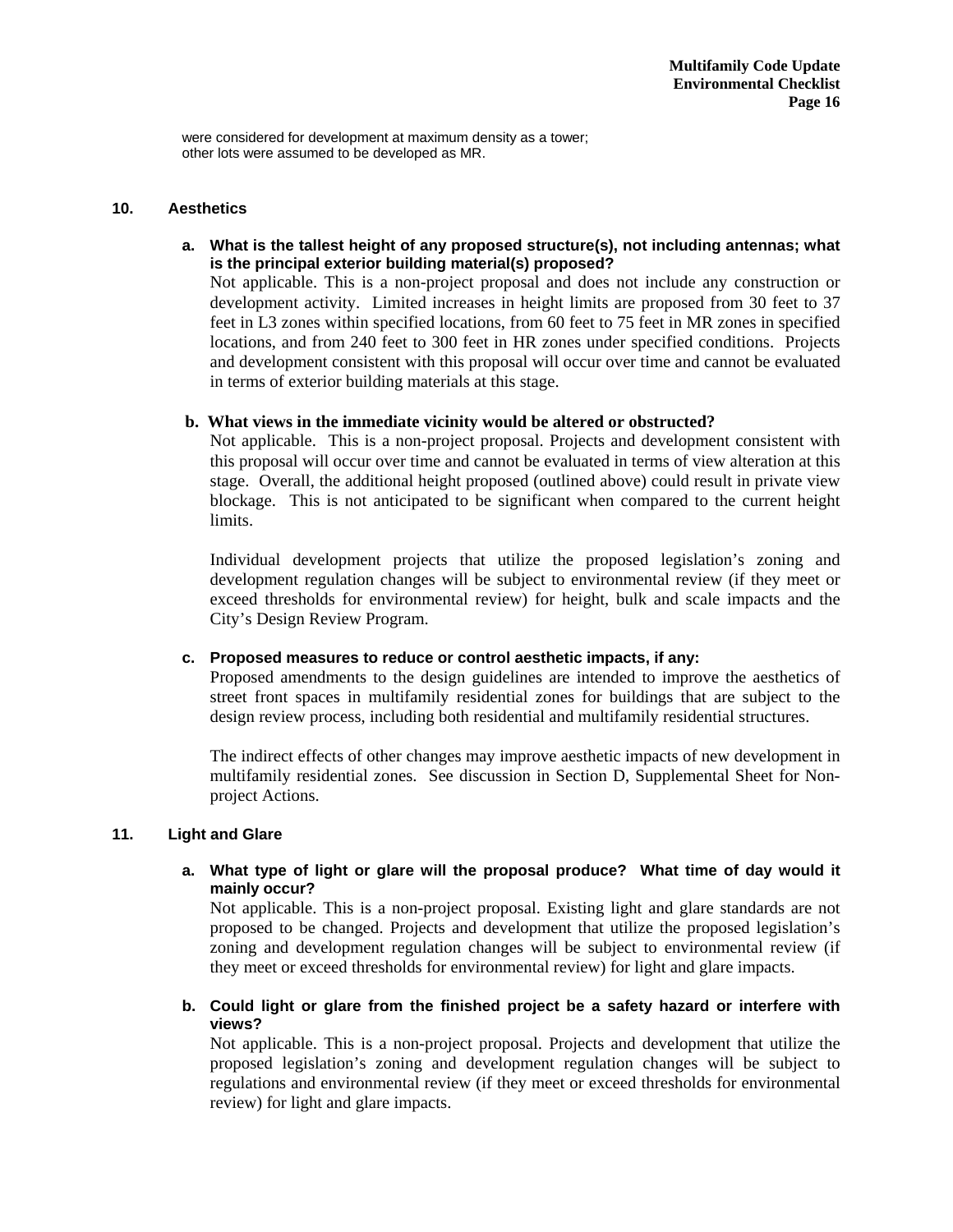were considered for development at maximum density as a tower; other lots were assumed to be developed as MR.

## 10. Aesthetics

**a. What is the tallest height of any proposed structure(s), not including antennas; what is the principal exterior building material(s) proposed?**

Not applicable. This is a non-project proposal and does not include any construction or development activity. Limited increases in height limits are proposed from 30 feet to 37 feet in L3 zones within specified locations, from 60 feet to 75 feet in MR zones in specified locations, and from 240 feet to 300 feet in HR zones under specified conditions. Projects and development consistent with this proposal will occur over time and cannot be evaluated in terms of exterior building materials at this stage.

**b. What views in the immediate vicinity would be altered or obstructed?**

Not applicable. This is a non-project proposal. Projects and development consistent with this proposal will occur over time and cannot be evaluated in terms of view alteration at this stage. Overall, the additional height proposed (outlined above) could result in private view blockage. This is not anticipated to be significant when compared to the current height limits.

Individual development projects that utilize the proposed legislation's zoning and development regulation changes will be subject to environmental review (if they meet or exceed thresholds for environmental review) for height, bulk and scale impacts and the City's Design Review Program.

**c. Proposed measures to reduce or control aesthetic impacts, if any:**

Proposed amendments to the design guidelines are intended to improve the aesthetics of street front spaces in multifamily residential zones for buildings that are subject to the design review process, including both residential and multifamily residential structures.

The indirect effects of other changes may improve aesthetic impacts of new development in multifamily residential zones. See discussion in Section D, Supplemental Sheet for Non-project Actions.

## 11. Light and Glare

**a. What type of light or glare will the proposal produce? What time of day would it mainly occur?**

Not applicable. This is a non-project proposal. Existing light and glare standards are not proposed to be changed. Projects and development that utilize the proposed legislation's zoning and development regulation changes will be subject to environmental review (if they meet or exceed thresholds for environmental review) for light and glare impacts.

**b. Could light or glare from the finished project be a safety hazard or interfere with views?**

Not applicable. This is a non-project proposal. Projects and development that utilize the proposed legislation's zoning and development regulation changes will be subject to regulations and environmental review (if they meet or exceed thresholds for environmental review) for light and glare impacts.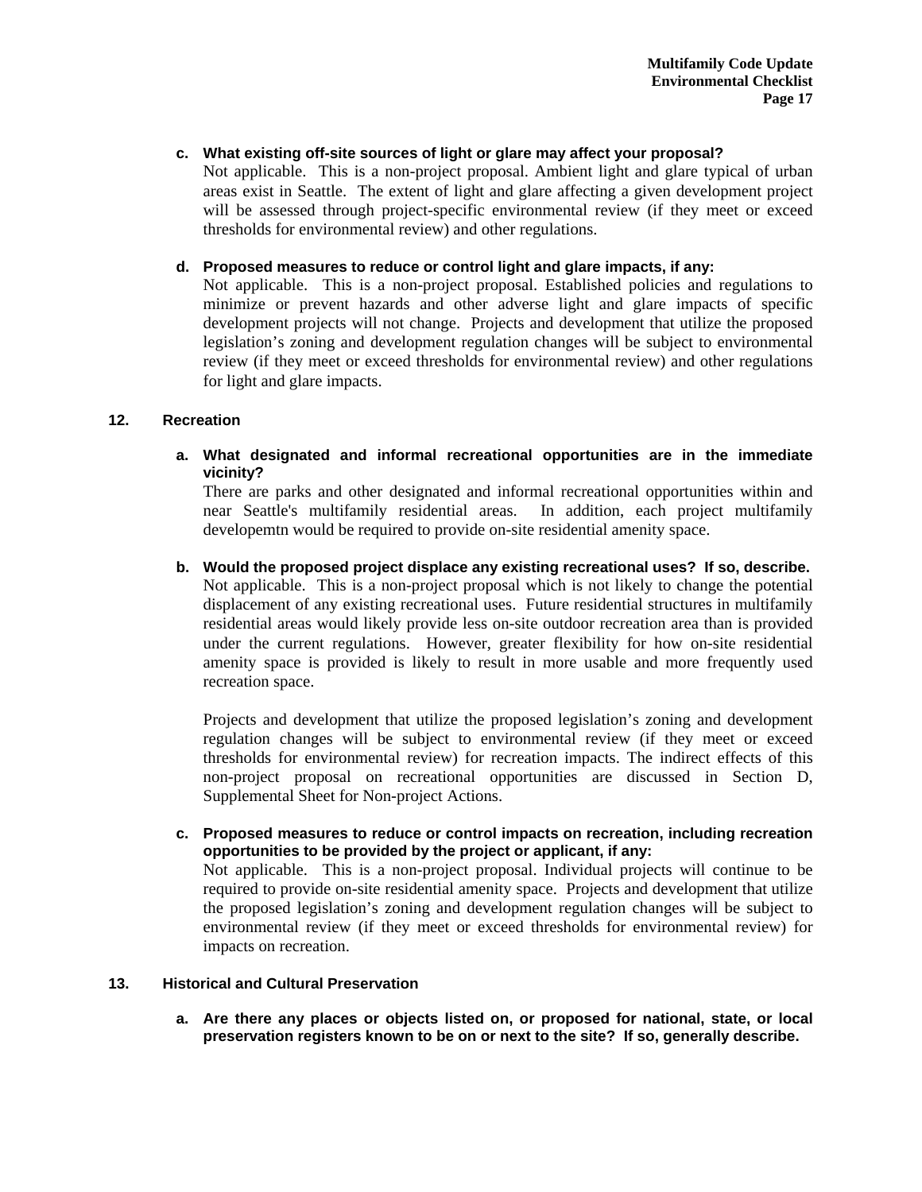**c. What existing off-site sources of light or glare may affect your proposal?**

Not applicable. This is a non-project proposal. Ambient light and glare typical of urban areas exist in Seattle. The extent of light and glare affecting a given development project will be assessed through project-specific environmental review (if they meet or exceed thresholds for environmental review) and other regulations.

**d. Proposed measures to reduce or control light and glare impacts, if any:**

Not applicable. This is a non-project proposal. Established policies and regulations to minimize or prevent hazards and other adverse light and glare impacts of specific development projects will not change. Projects and development that utilize the proposed legislation's zoning and development regulation changes will be subject to environmental review (if they meet or exceed thresholds for environmental review) and other regulations for light and glare impacts.

## 12. Recreation

**a. What designated and informal recreational opportunities are in the immediate vicinity?**

There are parks and other designated and informal recreational opportunities within and near Seattle's multifamily residential areas. In addition, each project multifamily developemtn would be required to provide on-site residential amenity space.

**b. Would the proposed project displace any existing recreational uses? If so, describe.**

Not applicable. This is a non-project proposal which is not likely to change the potential displacement of any existing recreational uses. Future residential structures in multifamily residential areas would likely provide less on-site outdoor recreation area than is provided under the current regulations. However, greater flexibility for how on-site residential amenity space is provided is likely to result in more usable and more frequently used recreation space.

Projects and development that utilize the proposed legislation's zoning and development regulation changes will be subject to environmental review (if they meet or exceed thresholds for environmental review) for recreation impacts. The indirect effects of this non-project proposal on recreational opportunities are discussed in Section D, Supplemental Sheet for Non-project Actions.

**c. Proposed measures to reduce or control impacts on recreation, including recreation opportunities to be provided by the project or applicant, if any:**

Not applicable. This is a non-project proposal. Individual projects will continue to be required to provide on-site residential amenity space. Projects and development that utilize the proposed legislation's zoning and development regulation changes will be subject to environmental review (if they meet or exceed thresholds for environmental review) for impacts on recreation.

## 13. Historical and Cultural Preservation

**a. Are there any places or objects listed on, or proposed for national, state, or local preservation registers known to be on or next to the site? If so, generally describe.**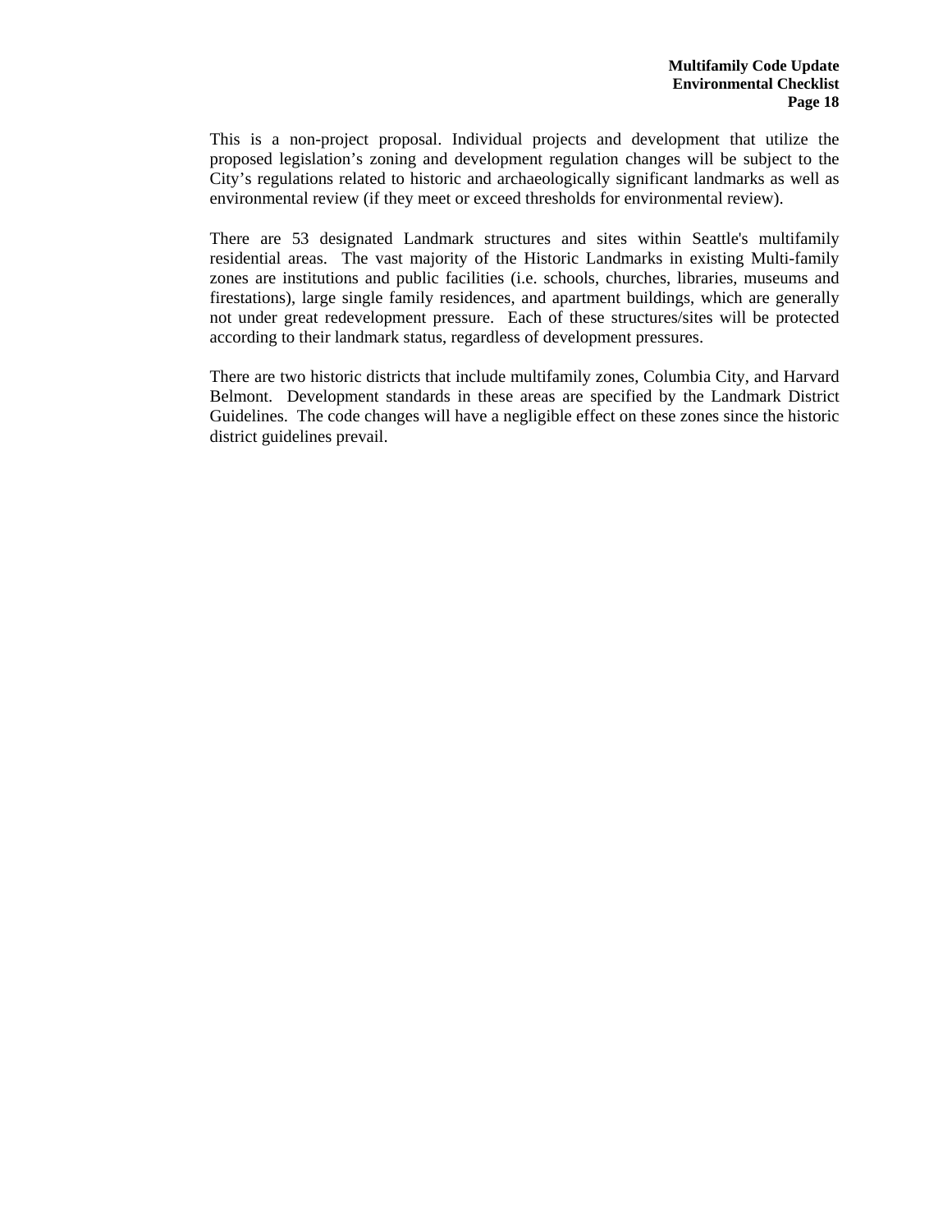This is a non-project proposal. Individual projects and development that utilize the proposed legislation's zoning and development regulation changes will be subject to the City's regulations related to historic and archaeologically significant landmarks as well as environmental review (if they meet or exceed thresholds for environmental review).

There are 53 designated Landmark structures and sites within Seattle's multifamily residential areas. The vast majority of the Historic Landmarks in existing Multi-family zones are institutions and public facilities (i.e. schools, churches, libraries, museums and firestations), large single family residences, and apartment buildings, which are generally not under great redevelopment pressure. Each of these structures/sites will be protected according to their landmark status, regardless of development pressures.

There are two historic districts that include multifamily zones, Columbia City, and Harvard Belmont. Development standards in these areas are specified by the Landmark District Guidelines. The code changes will have a negligible effect on these zones since the historic district guidelines prevail.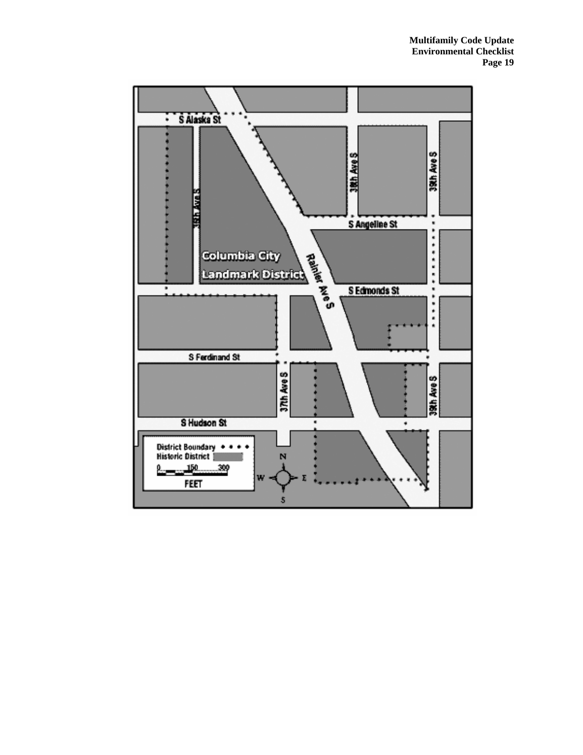Columbia City Landmark District

S Alaska St

S Angeline St

S Edmonds St

S Ferdinand St

S Hudson St

36th Ave S

37th Ave S

38th Ave S

39th Ave S

Rainier Ave S

District Boundary

Historic District

0 150 300

FEET

N

S

E

W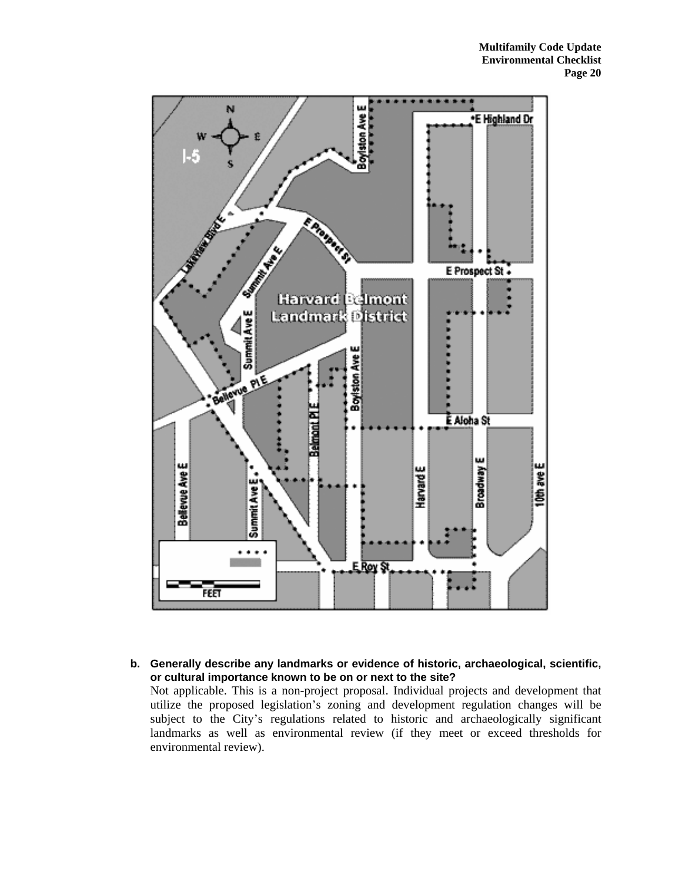b. **Generally describe any landmarks or evidence of historic, archaeological, scientific, or cultural importance known to be on or next to the site?**

   Not applicable. This is a non-project proposal. Individual projects and development that utilize the proposed legislation's zoning and development regulation changes will be subject to the City's regulations related to historic and archaeologically significant landmarks as well as environmental review (if they meet or exceed thresholds for environmental review).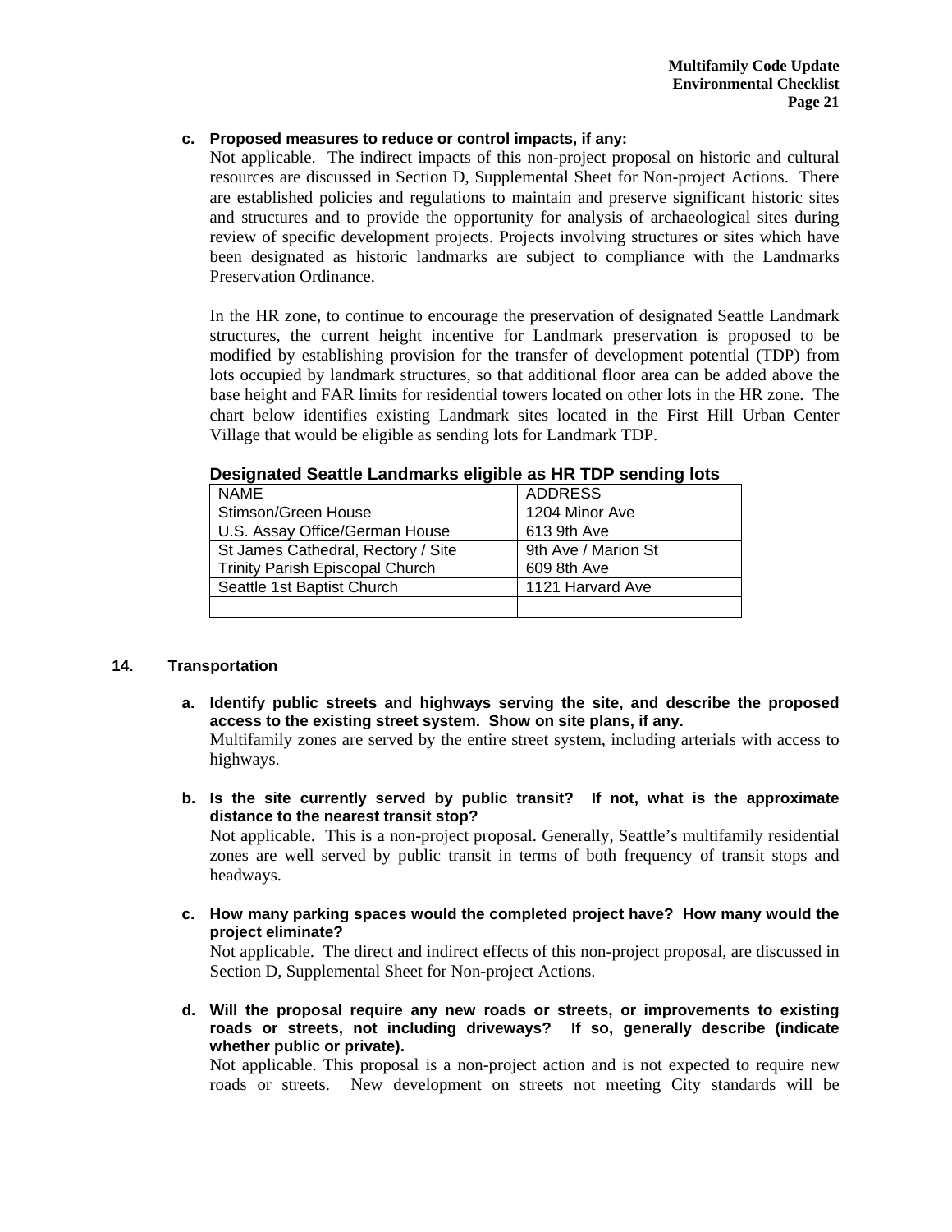**c. Proposed measures to reduce or control impacts, if any:**

Not applicable. The indirect impacts of this non-project proposal on historic and cultural resources are discussed in Section D, Supplemental Sheet for Non-project Actions. There are established policies and regulations to maintain and preserve significant historic sites and structures and to provide the opportunity for analysis of archaeological sites during review of specific development projects. Projects involving structures or sites which have been designated as historic landmarks are subject to compliance with the Landmarks Preservation Ordinance.

In the HR zone, to continue to encourage the preservation of designated Seattle Landmark structures, the current height incentive for Landmark preservation is proposed to be modified by establishing provision for the transfer of development potential (TDP) from lots occupied by landmark structures, so that additional floor area can be added above the base height and FAR limits for residential towers located on other lots in the HR zone. The chart below identifies existing Landmark sites located in the First Hill Urban Center Village that would be eligible as sending lots for Landmark TDP.

**Designated Seattle Landmarks eligible as HR TDP sending lots**

| NAME | ADDRESS |
|---|---|
| Stimson/Green House | 1204 Minor Ave |
| U.S. Assay Office/German House | 613 9th Ave |
| St James Cathedral, Rectory / Site | 9th Ave / Marion St |
| Trinity Parish Episcopal Church | 609 8th Ave |
| Seattle 1st Baptist Church | 1121 Harvard Ave |
| | |

## 14. Transportation

**a. Identify public streets and highways serving the site, and describe the proposed access to the existing street system. Show on site plans, if any.**

Multifamily zones are served by the entire street system, including arterials with access to highways.

**b. Is the site currently served by public transit? If not, what is the approximate distance to the nearest transit stop?**

Not applicable. This is a non-project proposal. Generally, Seattle's multifamily residential zones are well served by public transit in terms of both frequency of transit stops and headways.

**c. How many parking spaces would the completed project have? How many would the project eliminate?**

Not applicable. The direct and indirect effects of this non-project proposal, are discussed in Section D, Supplemental Sheet for Non-project Actions.

**d. Will the proposal require any new roads or streets, or improvements to existing roads or streets, not including driveways? If so, generally describe (indicate whether public or private).**

Not applicable. This proposal is a non-project action and is not expected to require new roads or streets. New development on streets not meeting City standards will be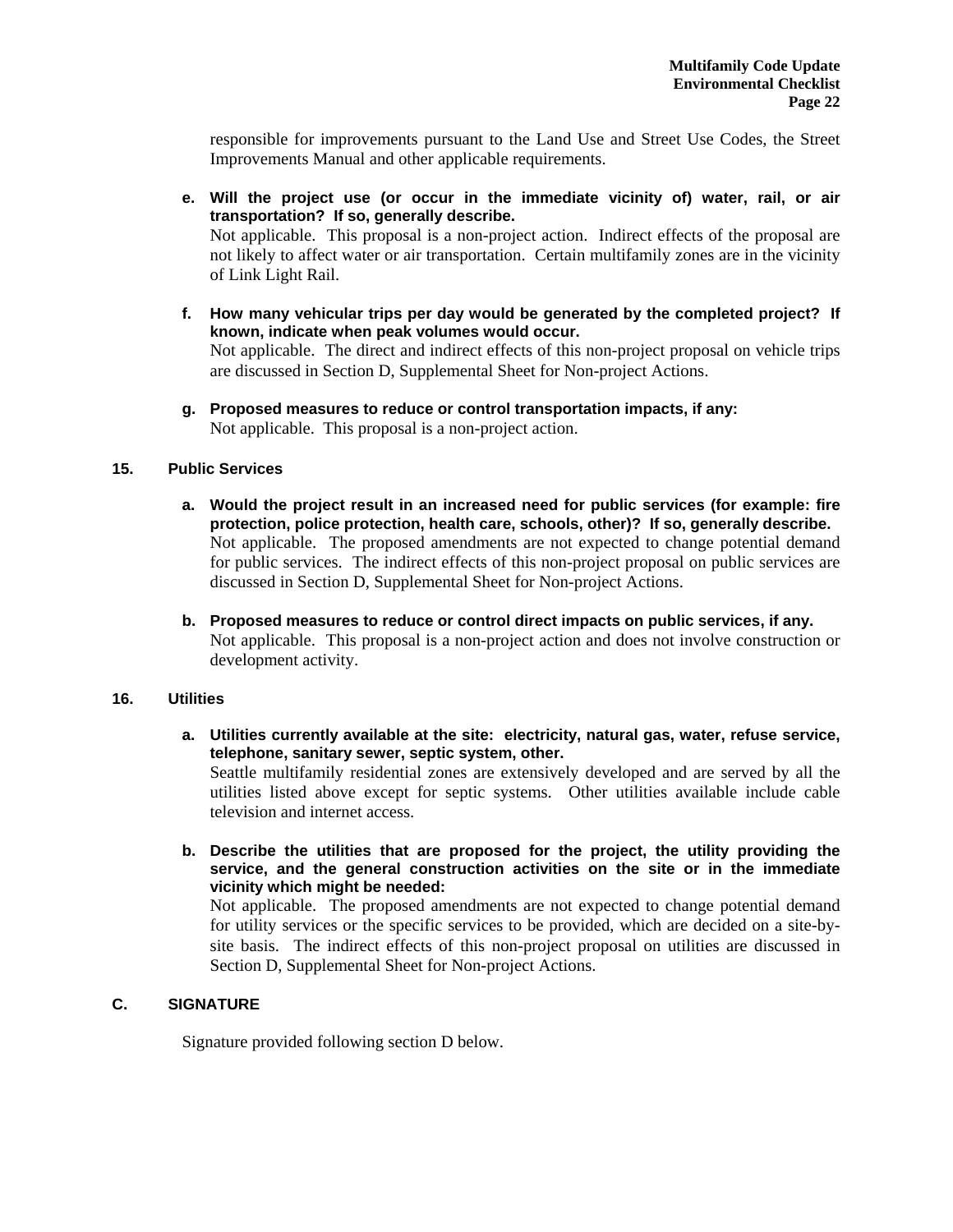responsible for improvements pursuant to the Land Use and Street Use Codes, the Street Improvements Manual and other applicable requirements.

**e. Will the project use (or occur in the immediate vicinity of) water, rail, or air transportation? If so, generally describe.**
Not applicable. This proposal is a non-project action. Indirect effects of the proposal are not likely to affect water or air transportation. Certain multifamily zones are in the vicinity of Link Light Rail.

**f. How many vehicular trips per day would be generated by the completed project? If known, indicate when peak volumes would occur.**
Not applicable. The direct and indirect effects of this non-project proposal on vehicle trips are discussed in Section D, Supplemental Sheet for Non-project Actions.

**g. Proposed measures to reduce or control transportation impacts, if any:**
Not applicable. This proposal is a non-project action.

### 15. Public Services

**a. Would the project result in an increased need for public services (for example: fire protection, police protection, health care, schools, other)? If so, generally describe.**
Not applicable. The proposed amendments are not expected to change potential demand for public services. The indirect effects of this non-project proposal on public services are discussed in Section D, Supplemental Sheet for Non-project Actions.

**b. Proposed measures to reduce or control direct impacts on public services, if any.**
Not applicable. This proposal is a non-project action and does not involve construction or development activity.

### 16. Utilities

**a. Utilities currently available at the site: electricity, natural gas, water, refuse service, telephone, sanitary sewer, septic system, other.**
Seattle multifamily residential zones are extensively developed and are served by all the utilities listed above except for septic systems. Other utilities available include cable television and internet access.

**b. Describe the utilities that are proposed for the project, the utility providing the service, and the general construction activities on the site or in the immediate vicinity which might be needed:**
Not applicable. The proposed amendments are not expected to change potential demand for utility services or the specific services to be provided, which are decided on a site-by-site basis. The indirect effects of this non-project proposal on utilities are discussed in Section D, Supplemental Sheet for Non-project Actions.

## C. SIGNATURE

Signature provided following section D below.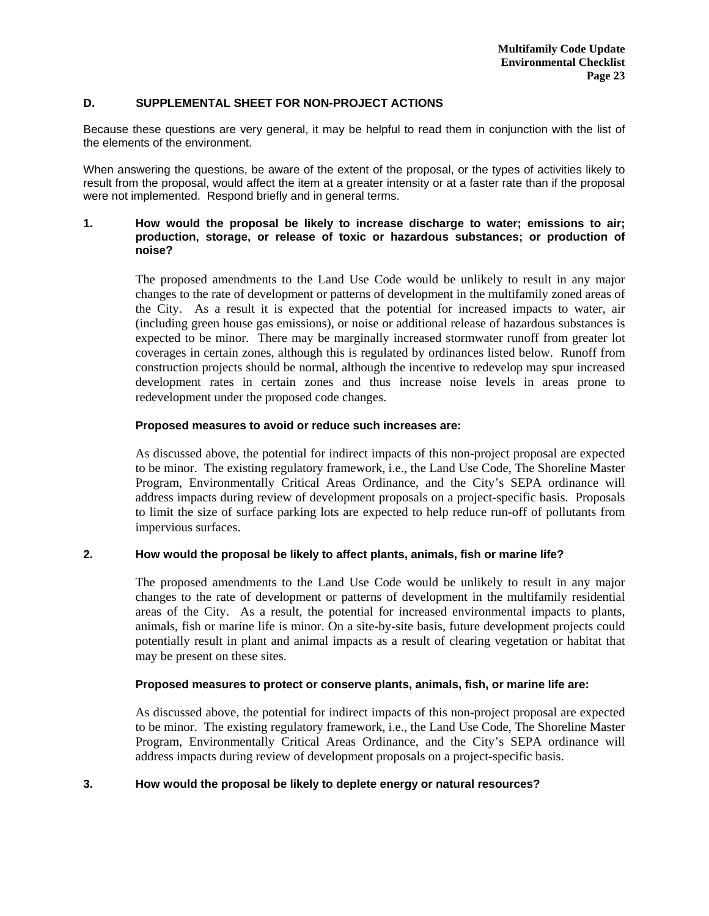## D. SUPPLEMENTAL SHEET FOR NON-PROJECT ACTIONS

Because these questions are very general, it may be helpful to read them in conjunction with the list of the elements of the environment.

When answering the questions, be aware of the extent of the proposal, or the types of activities likely to result from the proposal, would affect the item at a greater intensity or at a faster rate than if the proposal were not implemented. Respond briefly and in general terms.

**1. How would the proposal be likely to increase discharge to water; emissions to air; production, storage, or release of toxic or hazardous substances; or production of noise?**

The proposed amendments to the Land Use Code would be unlikely to result in any major changes to the rate of development or patterns of development in the multifamily zoned areas of the City. As a result it is expected that the potential for increased impacts to water, air (including green house gas emissions), or noise or additional release of hazardous substances is expected to be minor. There may be marginally increased stormwater runoff from greater lot coverages in certain zones, although this is regulated by ordinances listed below. Runoff from construction projects should be normal, although the incentive to redevelop may spur increased development rates in certain zones and thus increase noise levels in areas prone to redevelopment under the proposed code changes.

**Proposed measures to avoid or reduce such increases are:**

As discussed above, the potential for indirect impacts of this non-project proposal are expected to be minor. The existing regulatory framework, i.e., the Land Use Code, The Shoreline Master Program, Environmentally Critical Areas Ordinance, and the City's SEPA ordinance will address impacts during review of development proposals on a project-specific basis. Proposals to limit the size of surface parking lots are expected to help reduce run-off of pollutants from impervious surfaces.

**2. How would the proposal be likely to affect plants, animals, fish or marine life?**

The proposed amendments to the Land Use Code would be unlikely to result in any major changes to the rate of development or patterns of development in the multifamily residential areas of the City. As a result, the potential for increased environmental impacts to plants, animals, fish or marine life is minor. On a site-by-site basis, future development projects could potentially result in plant and animal impacts as a result of clearing vegetation or habitat that may be present on these sites.

**Proposed measures to protect or conserve plants, animals, fish, or marine life are:**

As discussed above, the potential for indirect impacts of this non-project proposal are expected to be minor. The existing regulatory framework, i.e., the Land Use Code, The Shoreline Master Program, Environmentally Critical Areas Ordinance, and the City's SEPA ordinance will address impacts during review of development proposals on a project-specific basis.

**3. How would the proposal be likely to deplete energy or natural resources?**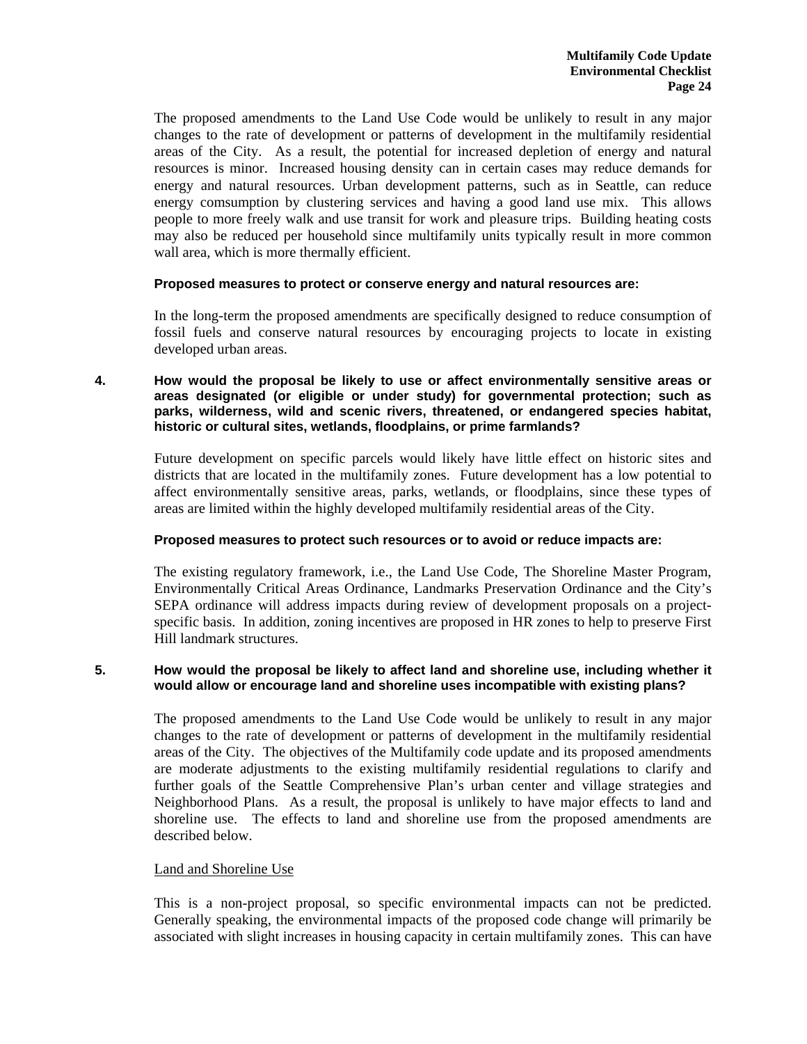The proposed amendments to the Land Use Code would be unlikely to result in any major changes to the rate of development or patterns of development in the multifamily residential areas of the City. As a result, the potential for increased depletion of energy and natural resources is minor. Increased housing density can in certain cases may reduce demands for energy and natural resources. Urban development patterns, such as in Seattle, can reduce energy comsumption by clustering services and having a good land use mix. This allows people to more freely walk and use transit for work and pleasure trips. Building heating costs may also be reduced per household since multifamily units typically result in more common wall area, which is more thermally efficient.

**Proposed measures to protect or conserve energy and natural resources are:**

In the long-term the proposed amendments are specifically designed to reduce consumption of fossil fuels and conserve natural resources by encouraging projects to locate in existing developed urban areas.

**4. How would the proposal be likely to use or affect environmentally sensitive areas or areas designated (or eligible or under study) for governmental protection; such as parks, wilderness, wild and scenic rivers, threatened, or endangered species habitat, historic or cultural sites, wetlands, floodplains, or prime farmlands?**

Future development on specific parcels would likely have little effect on historic sites and districts that are located in the multifamily zones. Future development has a low potential to affect environmentally sensitive areas, parks, wetlands, or floodplains, since these types of areas are limited within the highly developed multifamily residential areas of the City.

**Proposed measures to protect such resources or to avoid or reduce impacts are:**

The existing regulatory framework, i.e., the Land Use Code, The Shoreline Master Program, Environmentally Critical Areas Ordinance, Landmarks Preservation Ordinance and the City's SEPA ordinance will address impacts during review of development proposals on a project-specific basis. In addition, zoning incentives are proposed in HR zones to help to preserve First Hill landmark structures.

**5. How would the proposal be likely to affect land and shoreline use, including whether it would allow or encourage land and shoreline uses incompatible with existing plans?**

The proposed amendments to the Land Use Code would be unlikely to result in any major changes to the rate of development or patterns of development in the multifamily residential areas of the City. The objectives of the Multifamily code update and its proposed amendments are moderate adjustments to the existing multifamily residential regulations to clarify and further goals of the Seattle Comprehensive Plan's urban center and village strategies and Neighborhood Plans. As a result, the proposal is unlikely to have major effects to land and shoreline use. The effects to land and shoreline use from the proposed amendments are described below.

Land and Shoreline Use

This is a non-project proposal, so specific environmental impacts can not be predicted. Generally speaking, the environmental impacts of the proposed code change will primarily be associated with slight increases in housing capacity in certain multifamily zones. This can have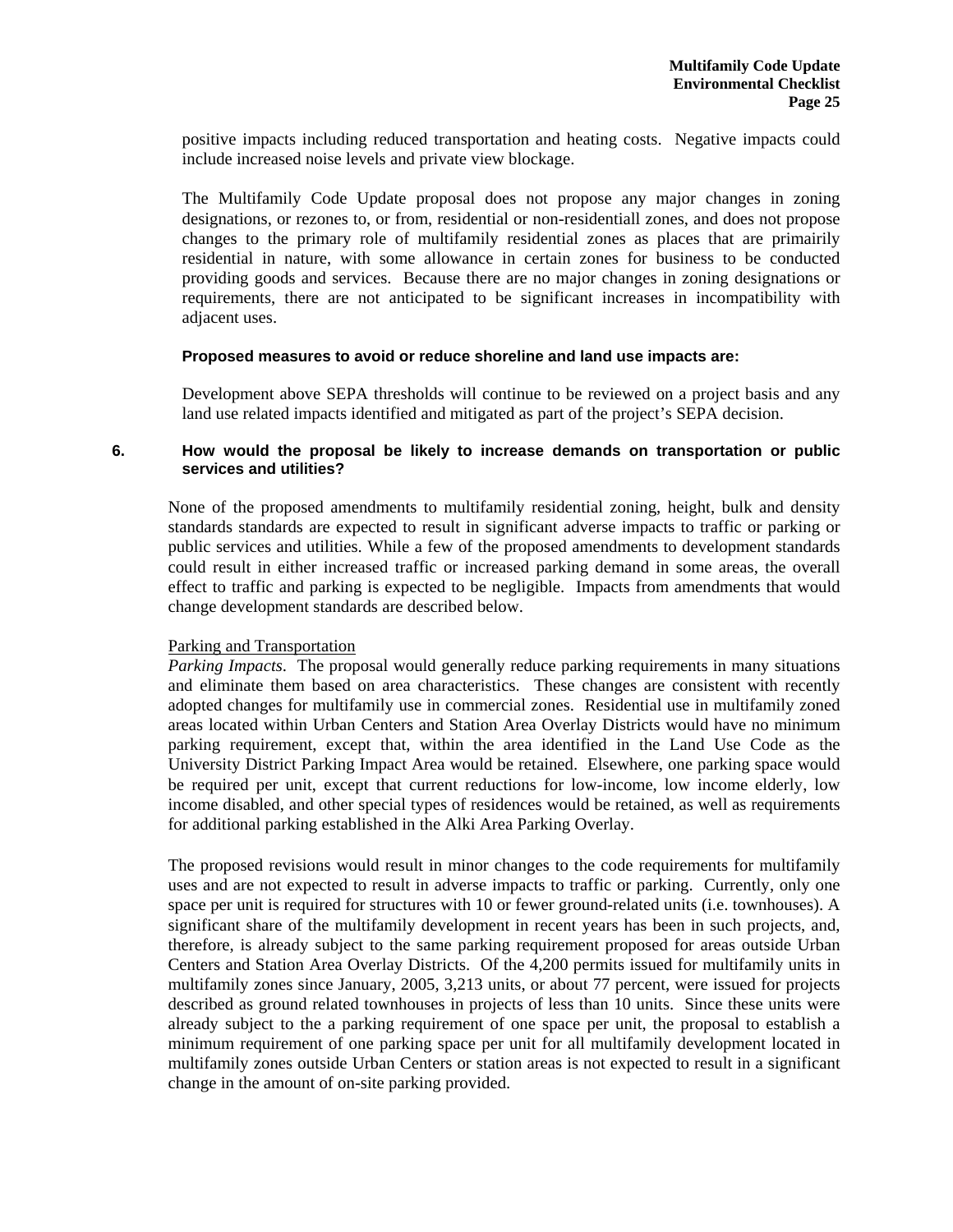positive impacts including reduced transportation and heating costs. Negative impacts could include increased noise levels and private view blockage.

The Multifamily Code Update proposal does not propose any major changes in zoning designations, or rezones to, or from, residential or non-residentiall zones, and does not propose changes to the primary role of multifamily residential zones as places that are primairily residential in nature, with some allowance in certain zones for business to be conducted providing goods and services. Because there are no major changes in zoning designations or requirements, there are not anticipated to be significant increases in incompatibility with adjacent uses.

**Proposed measures to avoid or reduce shoreline and land use impacts are:**

Development above SEPA thresholds will continue to be reviewed on a project basis and any land use related impacts identified and mitigated as part of the project's SEPA decision.

**6. How would the proposal be likely to increase demands on transportation or public services and utilities?**

None of the proposed amendments to multifamily residential zoning, height, bulk and density standards standards are expected to result in significant adverse impacts to traffic or parking or public services and utilities. While a few of the proposed amendments to development standards could result in either increased traffic or increased parking demand in some areas, the overall effect to traffic and parking is expected to be negligible. Impacts from amendments that would change development standards are described below.

<u>Parking and Transportation</u>

*Parking Impacts*. The proposal would generally reduce parking requirements in many situations and eliminate them based on area characteristics. These changes are consistent with recently adopted changes for multifamily use in commercial zones. Residential use in multifamily zoned areas located within Urban Centers and Station Area Overlay Districts would have no minimum parking requirement, except that, within the area identified in the Land Use Code as the University District Parking Impact Area would be retained. Elsewhere, one parking space would be required per unit, except that current reductions for low-income, low income elderly, low income disabled, and other special types of residences would be retained, as well as requirements for additional parking established in the Alki Area Parking Overlay.

The proposed revisions would result in minor changes to the code requirements for multifamily uses and are not expected to result in adverse impacts to traffic or parking. Currently, only one space per unit is required for structures with 10 or fewer ground-related units (i.e. townhouses). A significant share of the multifamily development in recent years has been in such projects, and, therefore, is already subject to the same parking requirement proposed for areas outside Urban Centers and Station Area Overlay Districts. Of the 4,200 permits issued for multifamily units in multifamily zones since January, 2005, 3,213 units, or about 77 percent, were issued for projects described as ground related townhouses in projects of less than 10 units. Since these units were already subject to the a parking requirement of one space per unit, the proposal to establish a minimum requirement of one parking space per unit for all multifamily development located in multifamily zones outside Urban Centers or station areas is not expected to result in a significant change in the amount of on-site parking provided.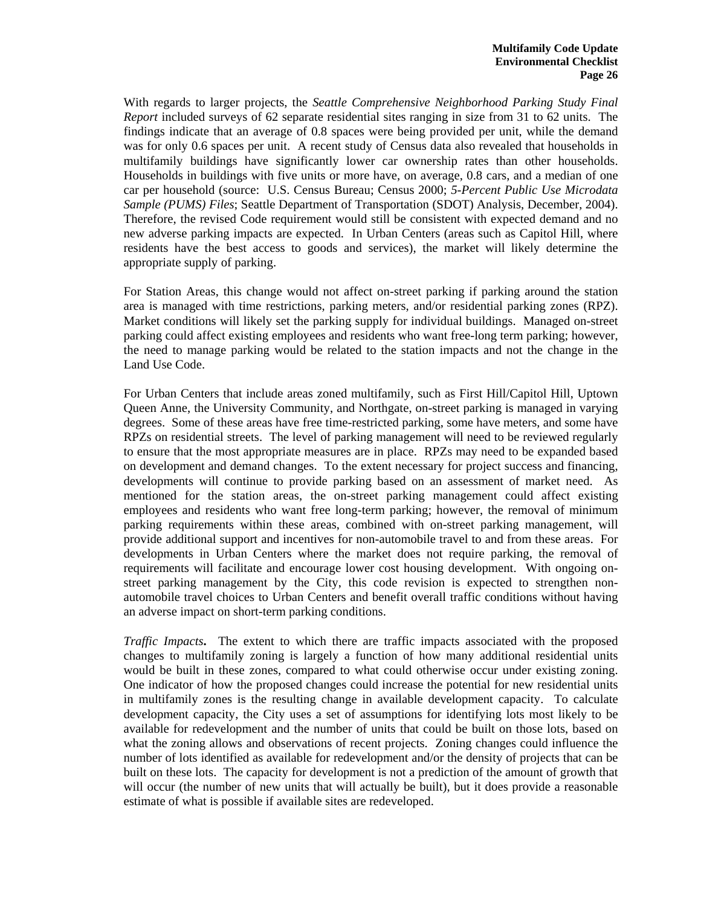With regards to larger projects, the *Seattle Comprehensive Neighborhood Parking Study Final Report* included surveys of 62 separate residential sites ranging in size from 31 to 62 units. The findings indicate that an average of 0.8 spaces were being provided per unit, while the demand was for only 0.6 spaces per unit. A recent study of Census data also revealed that households in multifamily buildings have significantly lower car ownership rates than other households. Households in buildings with five units or more have, on average, 0.8 cars, and a median of one car per household (source: U.S. Census Bureau; Census 2000; *5-Percent Public Use Microdata Sample (PUMS) Files*; Seattle Department of Transportation (SDOT) Analysis, December, 2004). Therefore, the revised Code requirement would still be consistent with expected demand and no new adverse parking impacts are expected. In Urban Centers (areas such as Capitol Hill, where residents have the best access to goods and services), the market will likely determine the appropriate supply of parking.

For Station Areas, this change would not affect on-street parking if parking around the station area is managed with time restrictions, parking meters, and/or residential parking zones (RPZ). Market conditions will likely set the parking supply for individual buildings. Managed on-street parking could affect existing employees and residents who want free-long term parking; however, the need to manage parking would be related to the station impacts and not the change in the Land Use Code.

For Urban Centers that include areas zoned multifamily, such as First Hill/Capitol Hill, Uptown Queen Anne, the University Community, and Northgate, on-street parking is managed in varying degrees. Some of these areas have free time-restricted parking, some have meters, and some have RPZs on residential streets. The level of parking management will need to be reviewed regularly to ensure that the most appropriate measures are in place. RPZs may need to be expanded based on development and demand changes. To the extent necessary for project success and financing, developments will continue to provide parking based on an assessment of market need. As mentioned for the station areas, the on-street parking management could affect existing employees and residents who want free long-term parking; however, the removal of minimum parking requirements within these areas, combined with on-street parking management, will provide additional support and incentives for non-automobile travel to and from these areas. For developments in Urban Centers where the market does not require parking, the removal of requirements will facilitate and encourage lower cost housing development. With ongoing on-street parking management by the City, this code revision is expected to strengthen non-automobile travel choices to Urban Centers and benefit overall traffic conditions without having an adverse impact on short-term parking conditions.

*Traffic Impacts***.** The extent to which there are traffic impacts associated with the proposed changes to multifamily zoning is largely a function of how many additional residential units would be built in these zones, compared to what could otherwise occur under existing zoning. One indicator of how the proposed changes could increase the potential for new residential units in multifamily zones is the resulting change in available development capacity. To calculate development capacity, the City uses a set of assumptions for identifying lots most likely to be available for redevelopment and the number of units that could be built on those lots, based on what the zoning allows and observations of recent projects. Zoning changes could influence the number of lots identified as available for redevelopment and/or the density of projects that can be built on these lots. The capacity for development is not a prediction of the amount of growth that will occur (the number of new units that will actually be built), but it does provide a reasonable estimate of what is possible if available sites are redeveloped.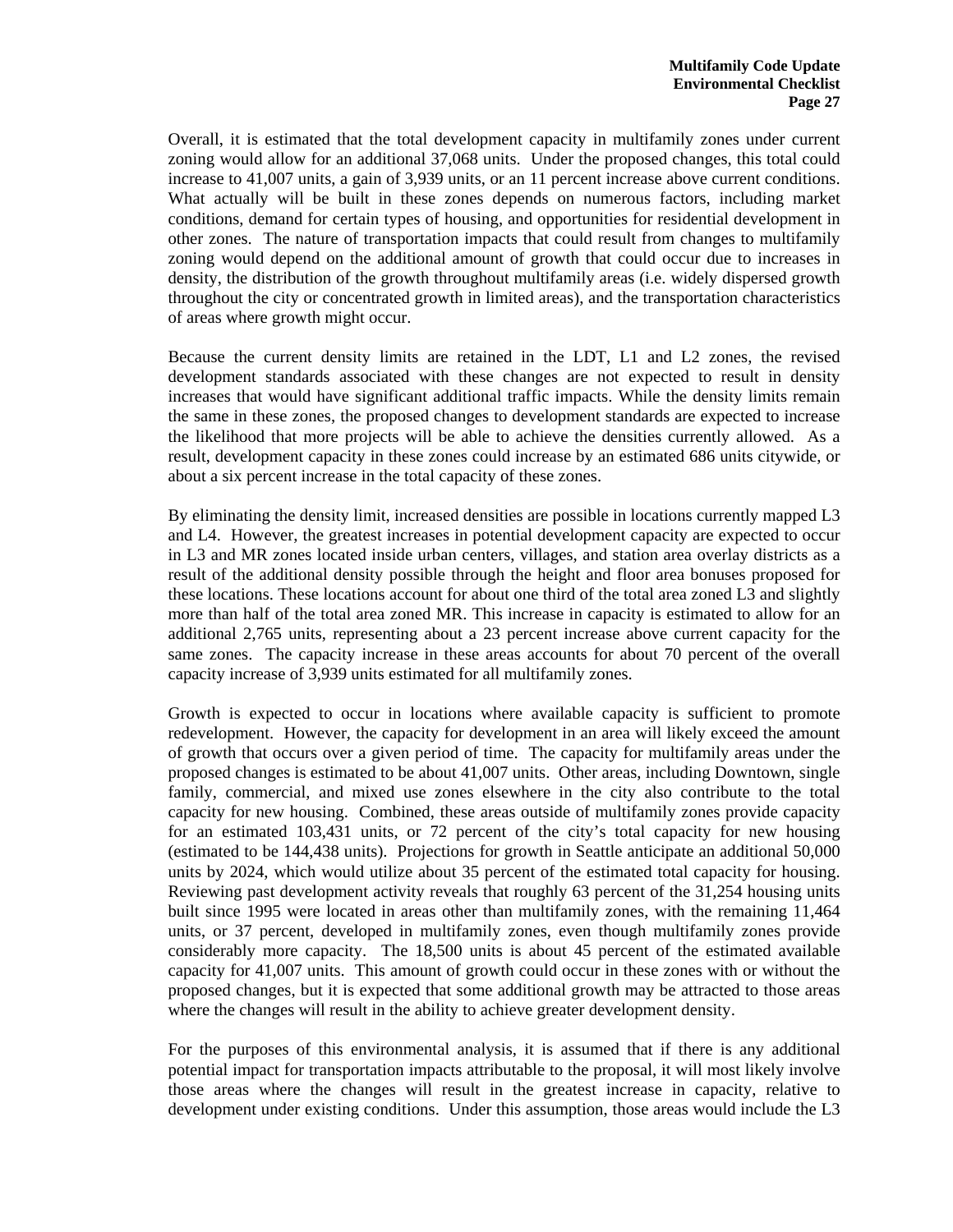Overall, it is estimated that the total development capacity in multifamily zones under current zoning would allow for an additional 37,068 units. Under the proposed changes, this total could increase to 41,007 units, a gain of 3,939 units, or an 11 percent increase above current conditions. What actually will be built in these zones depends on numerous factors, including market conditions, demand for certain types of housing, and opportunities for residential development in other zones. The nature of transportation impacts that could result from changes to multifamily zoning would depend on the additional amount of growth that could occur due to increases in density, the distribution of the growth throughout multifamily areas (i.e. widely dispersed growth throughout the city or concentrated growth in limited areas), and the transportation characteristics of areas where growth might occur.

Because the current density limits are retained in the LDT, L1 and L2 zones, the revised development standards associated with these changes are not expected to result in density increases that would have significant additional traffic impacts. While the density limits remain the same in these zones, the proposed changes to development standards are expected to increase the likelihood that more projects will be able to achieve the densities currently allowed. As a result, development capacity in these zones could increase by an estimated 686 units citywide, or about a six percent increase in the total capacity of these zones.

By eliminating the density limit, increased densities are possible in locations currently mapped L3 and L4. However, the greatest increases in potential development capacity are expected to occur in L3 and MR zones located inside urban centers, villages, and station area overlay districts as a result of the additional density possible through the height and floor area bonuses proposed for these locations. These locations account for about one third of the total area zoned L3 and slightly more than half of the total area zoned MR. This increase in capacity is estimated to allow for an additional 2,765 units, representing about a 23 percent increase above current capacity for the same zones. The capacity increase in these areas accounts for about 70 percent of the overall capacity increase of 3,939 units estimated for all multifamily zones.

Growth is expected to occur in locations where available capacity is sufficient to promote redevelopment. However, the capacity for development in an area will likely exceed the amount of growth that occurs over a given period of time. The capacity for multifamily areas under the proposed changes is estimated to be about 41,007 units. Other areas, including Downtown, single family, commercial, and mixed use zones elsewhere in the city also contribute to the total capacity for new housing. Combined, these areas outside of multifamily zones provide capacity for an estimated 103,431 units, or 72 percent of the city's total capacity for new housing (estimated to be 144,438 units). Projections for growth in Seattle anticipate an additional 50,000 units by 2024, which would utilize about 35 percent of the estimated total capacity for housing. Reviewing past development activity reveals that roughly 63 percent of the 31,254 housing units built since 1995 were located in areas other than multifamily zones, with the remaining 11,464 units, or 37 percent, developed in multifamily zones, even though multifamily zones provide considerably more capacity. The 18,500 units is about 45 percent of the estimated available capacity for 41,007 units. This amount of growth could occur in these zones with or without the proposed changes, but it is expected that some additional growth may be attracted to those areas where the changes will result in the ability to achieve greater development density.

For the purposes of this environmental analysis, it is assumed that if there is any additional potential impact for transportation impacts attributable to the proposal, it will most likely involve those areas where the changes will result in the greatest increase in capacity, relative to development under existing conditions. Under this assumption, those areas would include the L3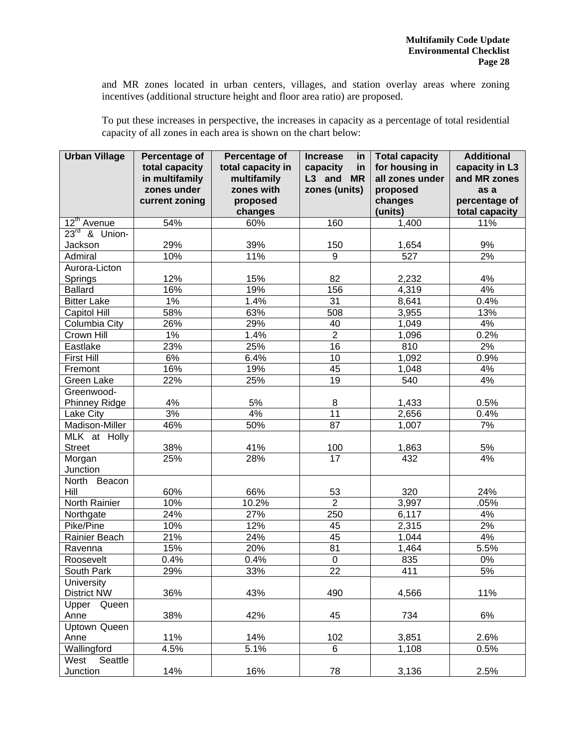and MR zones located in urban centers, villages, and station overlay areas where zoning incentives (additional structure height and floor area ratio) are proposed.

To put these increases in perspective, the increases in capacity as a percentage of total residential capacity of all zones in each area is shown on the chart below:

| Urban Village | Percentage of total capacity in multifamily zones under current zoning | Percentage of total capacity in multifamily zones with proposed changes | Increase in capacity in L3 and MR zones (units) | Total capacity for housing in all zones under proposed changes (units) | Additional capacity in L3 and MR zones as a percentage of total capacity |
|---|---|---|---|---|---|
| 12th Avenue | 54% | 60% | 160 | 1,400 | 11% |
| 23rd & Union-Jackson | 29% | 39% | 150 | 1,654 | 9% |
| Admiral | 10% | 11% | 9 | 527 | 2% |
| Aurora-Licton Springs | 12% | 15% | 82 | 2,232 | 4% |
| Ballard | 16% | 19% | 156 | 4,319 | 4% |
| Bitter Lake | 1% | 1.4% | 31 | 8,641 | 0.4% |
| Capitol Hill | 58% | 63% | 508 | 3,955 | 13% |
| Columbia City | 26% | 29% | 40 | 1,049 | 4% |
| Crown Hill | 1% | 1.4% | 2 | 1,096 | 0.2% |
| Eastlake | 23% | 25% | 16 | 810 | 2% |
| First Hill | 6% | 6.4% | 10 | 1,092 | 0.9% |
| Fremont | 16% | 19% | 45 | 1,048 | 4% |
| Green Lake | 22% | 25% | 19 | 540 | 4% |
| Greenwood-Phinney Ridge | 4% | 5% | 8 | 1,433 | 0.5% |
| Lake City | 3% | 4% | 11 | 2,656 | 0.4% |
| Madison-Miller | 46% | 50% | 87 | 1,007 | 7% |
| MLK at Holly Street | 38% | 41% | 100 | 1,863 | 5% |
| Morgan Junction | 25% | 28% | 17 | 432 | 4% |
| North Beacon Hill | 60% | 66% | 53 | 320 | 24% |
| North Rainier | 10% | 10.2% | 2 | 3,997 | .05% |
| Northgate | 24% | 27% | 250 | 6,117 | 4% |
| Pike/Pine | 10% | 12% | 45 | 2,315 | 2% |
| Rainier Beach | 21% | 24% | 45 | 1.044 | 4% |
| Ravenna | 15% | 20% | 81 | 1,464 | 5.5% |
| Roosevelt | 0.4% | 0.4% | 0 | 835 | 0% |
| South Park | 29% | 33% | 22 | 411 | 5% |
| University District NW | 36% | 43% | 490 | 4,566 | 11% |
| Upper Queen Anne | 38% | 42% | 45 | 734 | 6% |
| Uptown Queen Anne | 11% | 14% | 102 | 3,851 | 2.6% |
| Wallingford | 4.5% | 5.1% | 6 | 1,108 | 0.5% |
| West Seattle Junction | 14% | 16% | 78 | 3,136 | 2.5% |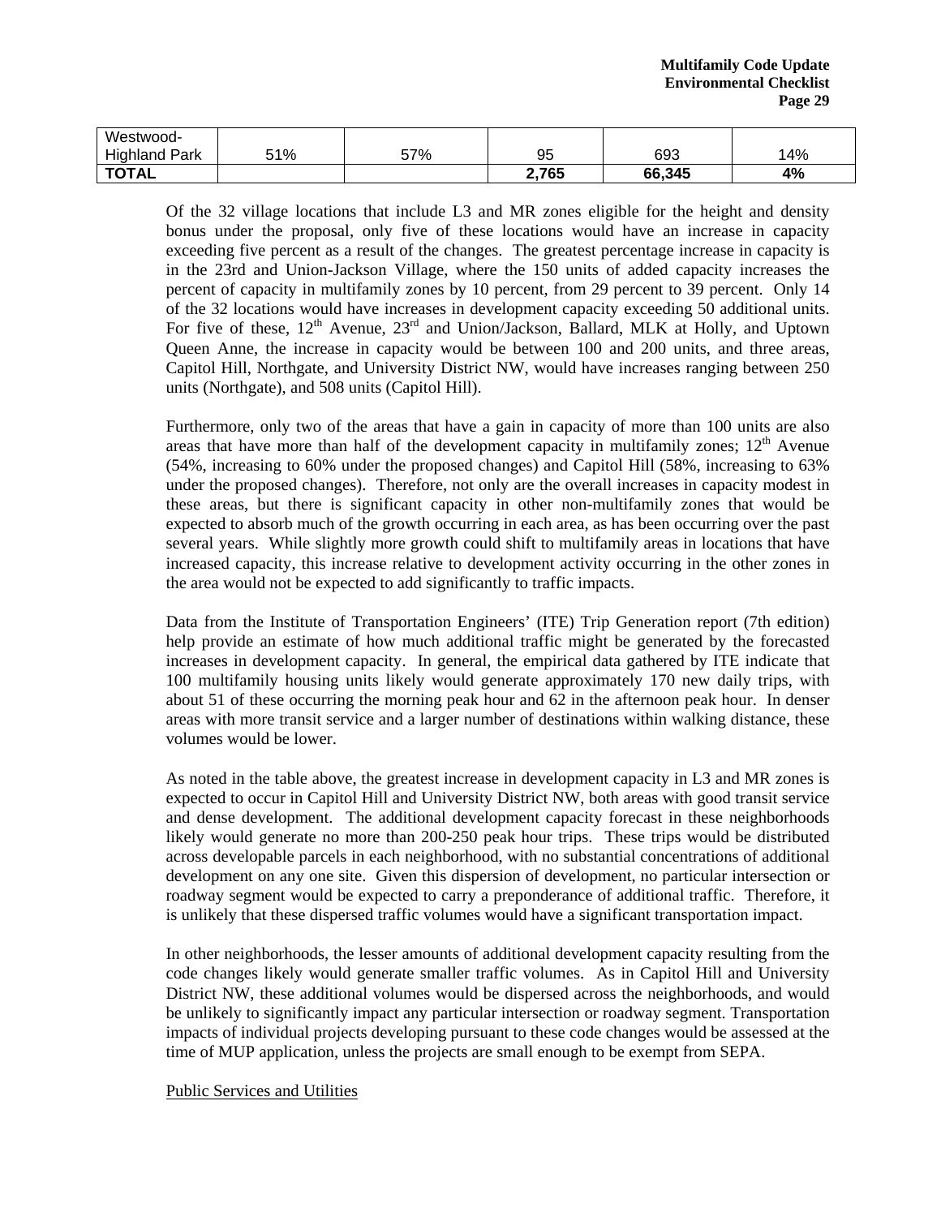| | | | | | |
|---|---|---|---|---|---|
| Westwood-Highland Park | 51% | 57% | 95 | 693 | 14% |
| **TOTAL** | | | **2,765** | **66,345** | **4%** |

Of the 32 village locations that include L3 and MR zones eligible for the height and density bonus under the proposal, only five of these locations would have an increase in capacity exceeding five percent as a result of the changes. The greatest percentage increase in capacity is in the 23rd and Union-Jackson Village, where the 150 units of added capacity increases the percent of capacity in multifamily zones by 10 percent, from 29 percent to 39 percent. Only 14 of the 32 locations would have increases in development capacity exceeding 50 additional units. For five of these, 12th Avenue, 23rd and Union/Jackson, Ballard, MLK at Holly, and Uptown Queen Anne, the increase in capacity would be between 100 and 200 units, and three areas, Capitol Hill, Northgate, and University District NW, would have increases ranging between 250 units (Northgate), and 508 units (Capitol Hill).

Furthermore, only two of the areas that have a gain in capacity of more than 100 units are also areas that have more than half of the development capacity in multifamily zones; 12th Avenue (54%, increasing to 60% under the proposed changes) and Capitol Hill (58%, increasing to 63% under the proposed changes). Therefore, not only are the overall increases in capacity modest in these areas, but there is significant capacity in other non-multifamily zones that would be expected to absorb much of the growth occurring in each area, as has been occurring over the past several years. While slightly more growth could shift to multifamily areas in locations that have increased capacity, this increase relative to development activity occurring in the other zones in the area would not be expected to add significantly to traffic impacts.

Data from the Institute of Transportation Engineers' (ITE) Trip Generation report (7th edition) help provide an estimate of how much additional traffic might be generated by the forecasted increases in development capacity. In general, the empirical data gathered by ITE indicate that 100 multifamily housing units likely would generate approximately 170 new daily trips, with about 51 of these occurring the morning peak hour and 62 in the afternoon peak hour. In denser areas with more transit service and a larger number of destinations within walking distance, these volumes would be lower.

As noted in the table above, the greatest increase in development capacity in L3 and MR zones is expected to occur in Capitol Hill and University District NW, both areas with good transit service and dense development. The additional development capacity forecast in these neighborhoods likely would generate no more than 200-250 peak hour trips. These trips would be distributed across developable parcels in each neighborhood, with no substantial concentrations of additional development on any one site. Given this dispersion of development, no particular intersection or roadway segment would be expected to carry a preponderance of additional traffic. Therefore, it is unlikely that these dispersed traffic volumes would have a significant transportation impact.

In other neighborhoods, the lesser amounts of additional development capacity resulting from the code changes likely would generate smaller traffic volumes. As in Capitol Hill and University District NW, these additional volumes would be dispersed across the neighborhoods, and would be unlikely to significantly impact any particular intersection or roadway segment. Transportation impacts of individual projects developing pursuant to these code changes would be assessed at the time of MUP application, unless the projects are small enough to be exempt from SEPA.

<u>Public Services and Utilities</u>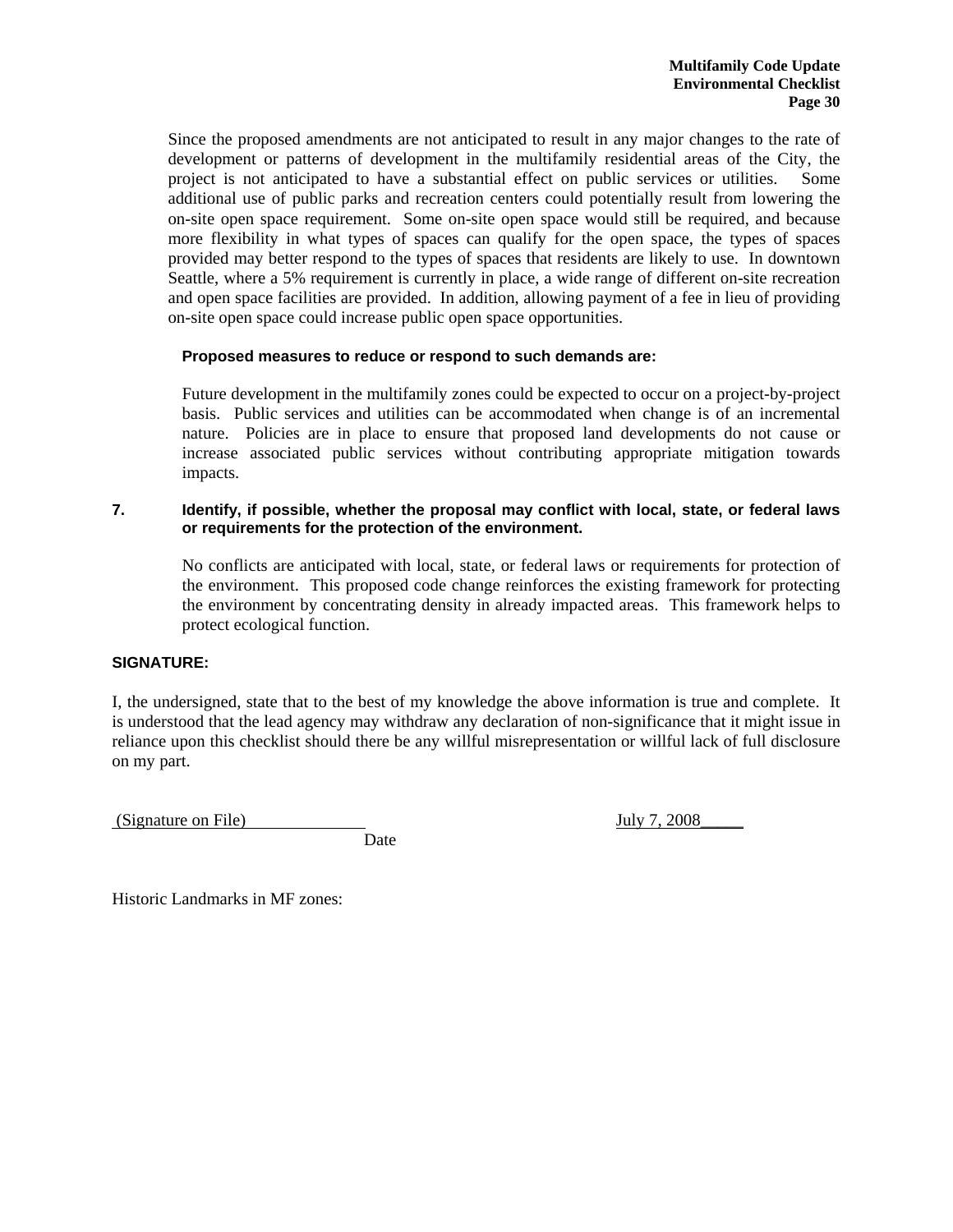Since the proposed amendments are not anticipated to result in any major changes to the rate of development or patterns of development in the multifamily residential areas of the City, the project is not anticipated to have a substantial effect on public services or utilities. Some additional use of public parks and recreation centers could potentially result from lowering the on-site open space requirement. Some on-site open space would still be required, and because more flexibility in what types of spaces can qualify for the open space, the types of spaces provided may better respond to the types of spaces that residents are likely to use. In downtown Seattle, where a 5% requirement is currently in place, a wide range of different on-site recreation and open space facilities are provided. In addition, allowing payment of a fee in lieu of providing on-site open space could increase public open space opportunities.

**Proposed measures to reduce or respond to such demands are:**

Future development in the multifamily zones could be expected to occur on a project-by-project basis. Public services and utilities can be accommodated when change is of an incremental nature. Policies are in place to ensure that proposed land developments do not cause or increase associated public services without contributing appropriate mitigation towards impacts.

**7. Identify, if possible, whether the proposal may conflict with local, state, or federal laws or requirements for the protection of the environment.**

No conflicts are anticipated with local, state, or federal laws or requirements for protection of the environment. This proposed code change reinforces the existing framework for protecting the environment by concentrating density in already impacted areas. This framework helps to protect ecological function.

**SIGNATURE:**

I, the undersigned, state that to the best of my knowledge the above information is true and complete. It is understood that the lead agency may withdraw any declaration of non-significance that it might issue in reliance upon this checklist should there be any willful misrepresentation or willful lack of full disclosure on my part.

(Signature on File) July 7, 2008

Date

Historic Landmarks in MF zones: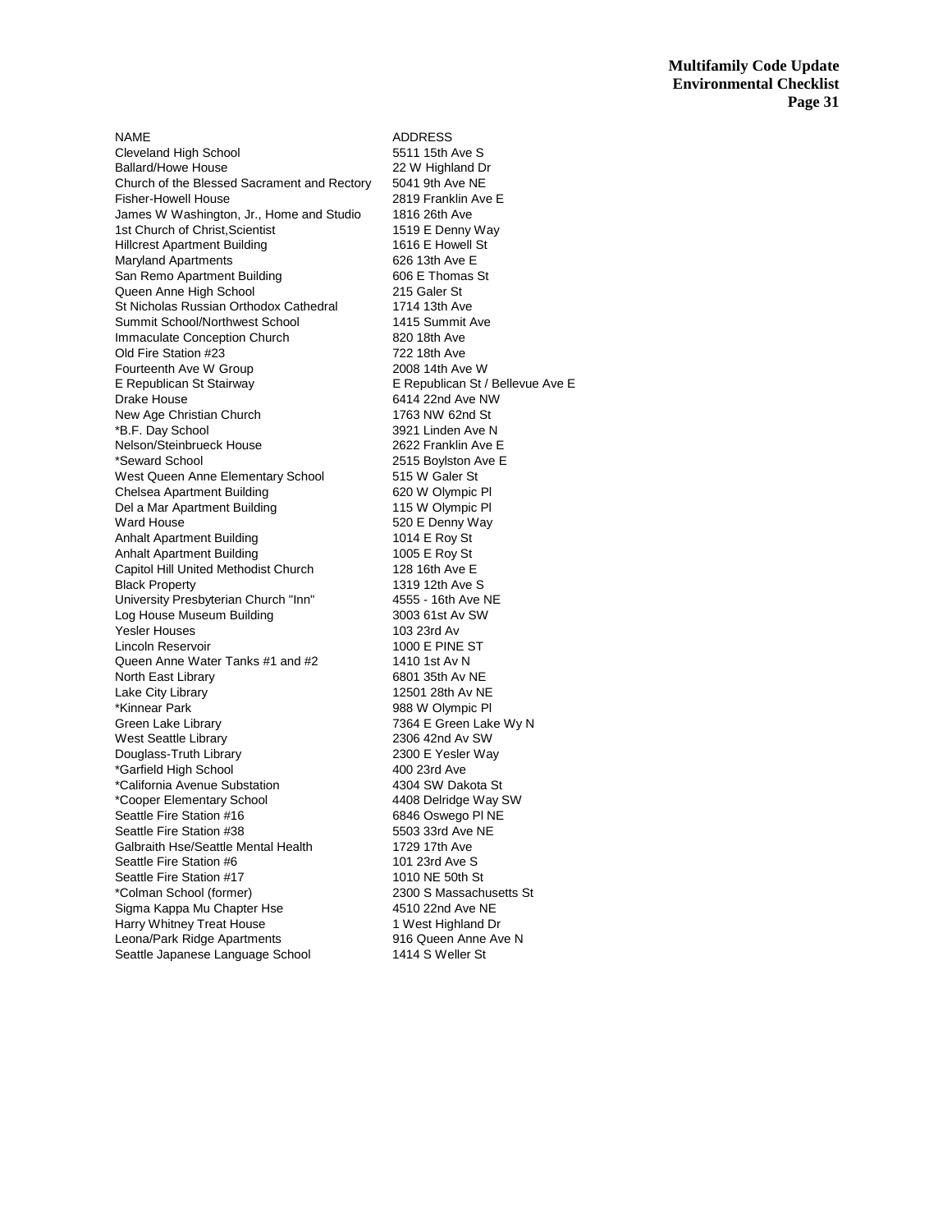| NAME | ADDRESS |
|---|---|
| Cleveland High School | 5511 15th Ave S |
| Ballard/Howe House | 22 W Highland Dr |
| Church of the Blessed Sacrament and Rectory | 5041 9th Ave NE |
| Fisher-Howell House | 2819 Franklin Ave E |
| James W Washington, Jr., Home and Studio | 1816 26th Ave |
| 1st Church of Christ,Scientist | 1519 E Denny Way |
| Hillcrest Apartment Building | 1616 E Howell St |
| Maryland Apartments | 626 13th Ave E |
| San Remo Apartment Building | 606 E Thomas St |
| Queen Anne High School | 215 Galer St |
| St Nicholas Russian Orthodox Cathedral | 1714 13th Ave |
| Summit School/Northwest School | 1415 Summit Ave |
| Immaculate Conception Church | 820 18th Ave |
| Old Fire Station #23 | 722 18th Ave |
| Fourteenth Ave W Group | 2008 14th Ave W |
| E Republican St Stairway | E Republican St / Bellevue Ave E |
| Drake House | 6414 22nd Ave NW |
| New Age Christian Church | 1763 NW 62nd St |
| *B.F. Day School | 3921 Linden Ave N |
| Nelson/Steinbrueck House | 2622 Franklin Ave E |
| *Seward School | 2515 Boylston Ave E |
| West Queen Anne Elementary School | 515 W Galer St |
| Chelsea Apartment Building | 620 W Olympic Pl |
| Del a Mar Apartment Building | 115 W Olympic Pl |
| Ward House | 520 E Denny Way |
| Anhalt Apartment Building | 1014 E Roy St |
| Anhalt Apartment Building | 1005 E Roy St |
| Capitol Hill United Methodist Church | 128 16th Ave E |
| Black Property | 1319 12th Ave S |
| University Presbyterian Church "Inn" | 4555 - 16th Ave NE |
| Log House Museum Building | 3003 61st Av SW |
| Yesler Houses | 103 23rd Av |
| Lincoln Reservoir | 1000 E PINE ST |
| Queen Anne Water Tanks #1 and #2 | 1410 1st Av N |
| North East Library | 6801 35th Av NE |
| Lake City Library | 12501 28th Av NE |
| *Kinnear Park | 988 W Olympic Pl |
| Green Lake Library | 7364 E Green Lake Wy N |
| West Seattle Library | 2306 42nd Av SW |
| Douglass-Truth Library | 2300 E Yesler Way |
| *Garfield High School | 400 23rd Ave |
| *California Avenue Substation | 4304 SW Dakota St |
| *Cooper Elementary School | 4408 Delridge Way SW |
| Seattle Fire Station #16 | 6846 Oswego Pl NE |
| Seattle Fire Station #38 | 5503 33rd Ave NE |
| Galbraith Hse/Seattle Mental Health | 1729 17th Ave |
| Seattle Fire Station #6 | 101 23rd Ave S |
| Seattle Fire Station #17 | 1010 NE 50th St |
| *Colman School (former) | 2300 S Massachusetts St |
| Sigma Kappa Mu Chapter Hse | 4510 22nd Ave NE |
| Harry Whitney Treat House | 1 West Highland Dr |
| Leona/Park Ridge Apartments | 916 Queen Anne Ave N |
| Seattle Japanese Language School | 1414 S Weller St |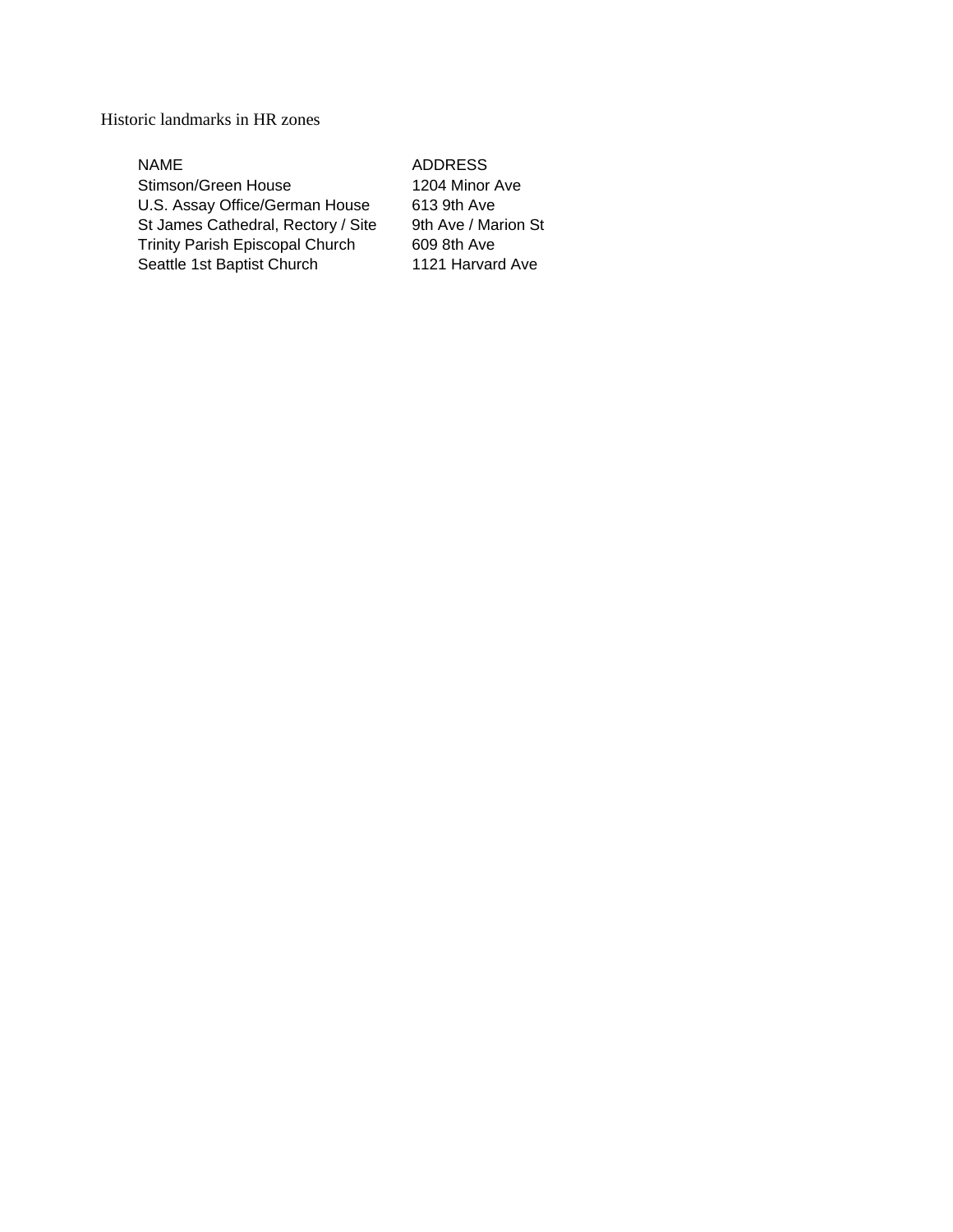Historic landmarks in HR zones

| NAME | ADDRESS |
| --- | --- |
| Stimson/Green House | 1204 Minor Ave |
| U.S. Assay Office/German House | 613 9th Ave |
| St James Cathedral, Rectory / Site | 9th Ave / Marion St |
| Trinity Parish Episcopal Church | 609 8th Ave |
| Seattle 1st Baptist Church | 1121 Harvard Ave |